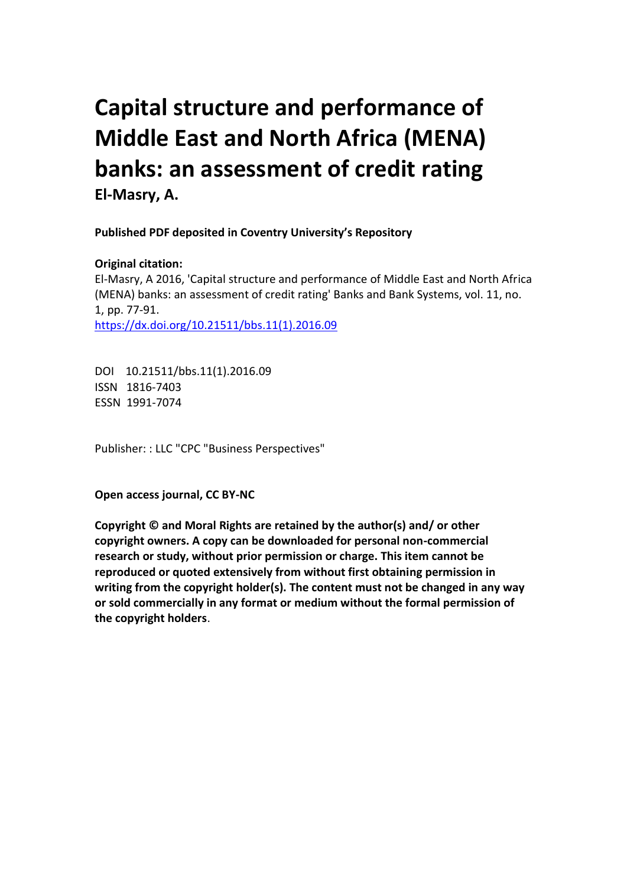# Capital structure and performance of Middle East and North Africa (MENA) banks: an assessment of credit rating

**El-Masry, A.**

**Published PDF deposited in Coventry University's Repository**

**Original citation:**

El-Masry, A 2016, 'Capital structure and performance of Middle East and North Africa (MENA) banks: an assessment of credit rating' Banks and Bank Systems, vol. 11, no. 1, pp. 77-91.

https://dx.doi.org/10.21511/bbs.11(1).2016.09

DOI 10.21511/bbs.11(1).2016.09

ISSN 1816-7403

ESSN 1991-7074

Publisher: : LLC "CPC "Business Perspectives"

**Open access journal, CC BY-NC**

**Copyright © and Moral Rights are retained by the author(s) and/ or other copyright owners. A copy can be downloaded for personal non-commercial research or study, without prior permission or charge. This item cannot be reproduced or quoted extensively from without first obtaining permission in writing from the copyright holder(s). The content must not be changed in any way or sold commercially in any format or medium without the formal permission of the copyright holders**.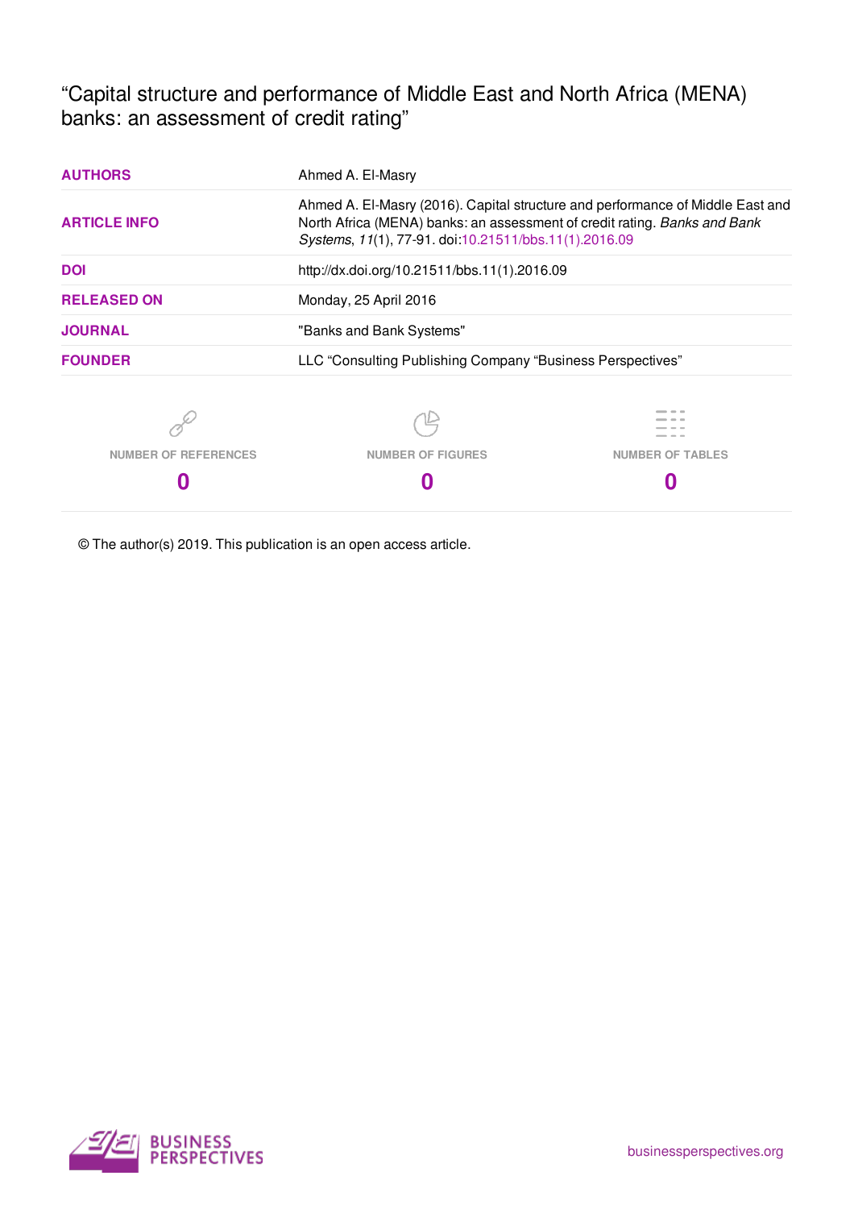“Capital structure and performance of Middle East and North Africa (MENA) banks: an assessment of credit rating”

| | |
|---|---|
| **AUTHORS** | Ahmed A. El-Masry |
| **ARTICLE INFO** | Ahmed A. El-Masry (2016). Capital structure and performance of Middle East and North Africa (MENA) banks: an assessment of credit rating. *Banks and Bank Systems*, *11*(1), 77-91. doi:10.21511/bbs.11(1).2016.09 |
| **DOI** | http://dx.doi.org/10.21511/bbs.11(1).2016.09 |
| **RELEASED ON** | Monday, 25 April 2016 |
| **JOURNAL** | "Banks and Bank Systems" |
| **FOUNDER** | LLC “Consulting Publishing Company “Business Perspectives” |

| NUMBER OF REFERENCES | NUMBER OF FIGURES | NUMBER OF TABLES |
|---|---|---|
| **0** | **0** | **0** |

© The author(s) 2019. This publication is an open access article.

BUSINESS PERSPECTIVES

businessperspectives.org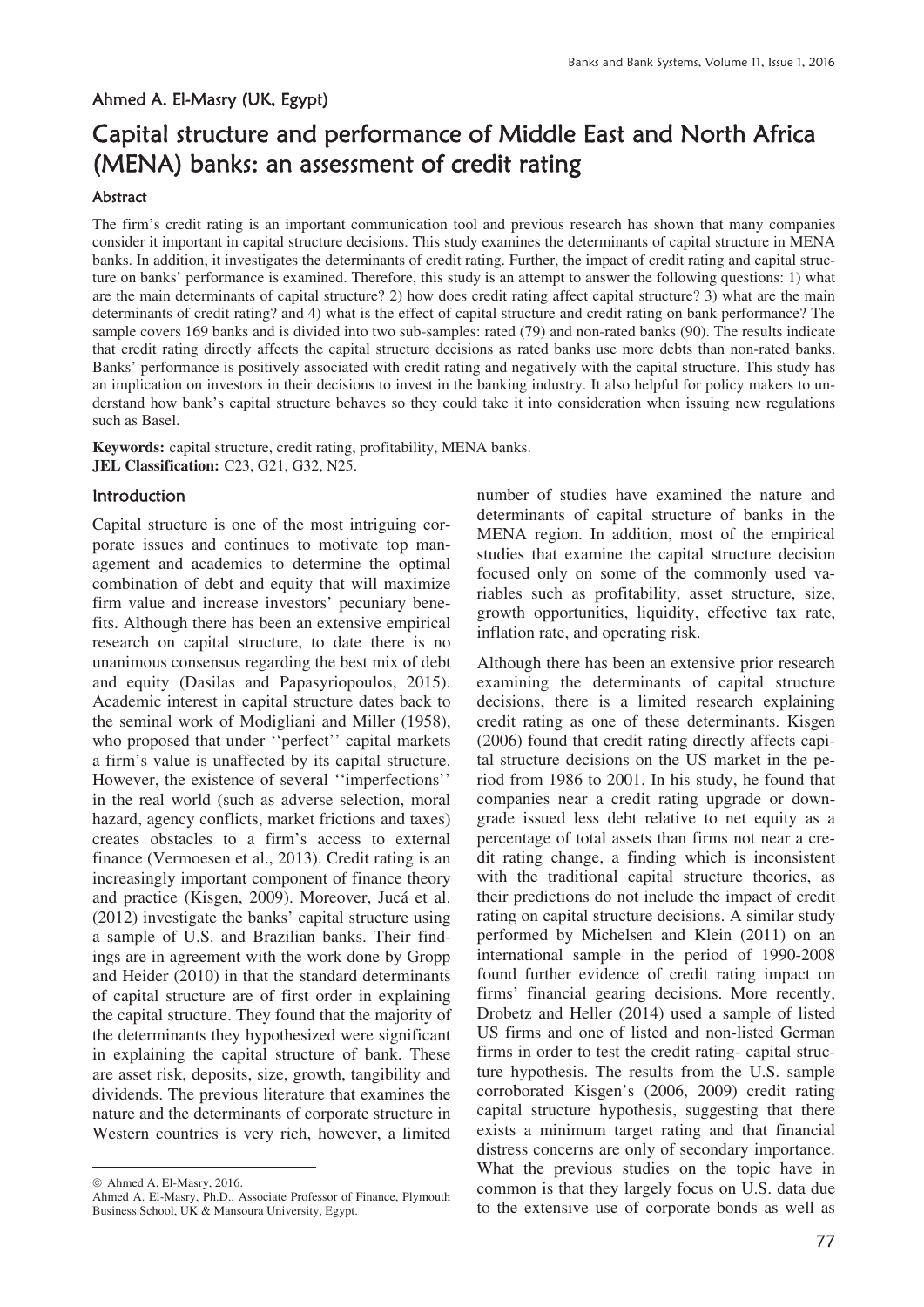Ahmed A. El-Masry (UK, Egypt)

# Capital structure and performance of Middle East and North Africa (MENA) banks: an assessment of credit rating

### Abstract

The firm's credit rating is an important communication tool and previous research has shown that many companies consider it important in capital structure decisions. This study examines the determinants of capital structure in MENA banks. In addition, it investigates the determinants of credit rating. Further, the impact of credit rating and capital structure on banks' performance is examined. Therefore, this study is an attempt to answer the following questions: 1) what are the main determinants of capital structure? 2) how does credit rating affect capital structure? 3) what are the main determinants of credit rating? and 4) what is the effect of capital structure and credit rating on bank performance? The sample covers 169 banks and is divided into two sub-samples: rated (79) and non-rated banks (90). The results indicate that credit rating directly affects the capital structure decisions as rated banks use more debts than non-rated banks. Banks' performance is positively associated with credit rating and negatively with the capital structure. This study has an implication on investors in their decisions to invest in the banking industry. It also helpful for policy makers to understand how bank's capital structure behaves so they could take it into consideration when issuing new regulations such as Basel.

**Keywords:** capital structure, credit rating, profitability, MENA banks.
**JEL Classification:** C23, G21, G32, N25.

## Introduction

Capital structure is one of the most intriguing corporate issues and continues to motivate top management and academics to determine the optimal combination of debt and equity that will maximize firm value and increase investors' pecuniary benefits. Although there has been an extensive empirical research on capital structure, to date there is no unanimous consensus regarding the best mix of debt and equity (Dasilas and Papasyriopoulos, 2015). Academic interest in capital structure dates back to the seminal work of Modigliani and Miller (1958), who proposed that under ''perfect'' capital markets a firm's value is unaffected by its capital structure. However, the existence of several ''imperfections'' in the real world (such as adverse selection, moral hazard, agency conflicts, market frictions and taxes) creates obstacles to a firm's access to external finance (Vermoesen et al., 2013). Credit rating is an increasingly important component of finance theory and practice (Kisgen, 2009). Moreover, Jucá et al. (2012) investigate the banks' capital structure using a sample of U.S. and Brazilian banks. Their findings are in agreement with the work done by Gropp and Heider (2010) in that the standard determinants of capital structure are of first order in explaining the capital structure. They found that the majority of the determinants they hypothesized were significant in explaining the capital structure of bank. These are asset risk, deposits, size, growth, tangibility and dividends. The previous literature that examines the nature and the determinants of corporate structure in Western countries is very rich, however, a limited number of studies have examined the nature and determinants of capital structure of banks in the MENA region. In addition, most of the empirical studies that examine the capital structure decision focused only on some of the commonly used variables such as profitability, asset structure, size, growth opportunities, liquidity, effective tax rate, inflation rate, and operating risk.

Although there has been an extensive prior research examining the determinants of capital structure decisions, there is a limited research explaining credit rating as one of these determinants. Kisgen (2006) found that credit rating directly affects capital structure decisions on the US market in the period from 1986 to 2001. In his study, he found that companies near a credit rating upgrade or downgrade issued less debt relative to net equity as a percentage of total assets than firms not near a credit rating change, a finding which is inconsistent with the traditional capital structure theories, as their predictions do not include the impact of credit rating on capital structure decisions. A similar study performed by Michelsen and Klein (2011) on an international sample in the period of 1990-2008 found further evidence of credit rating impact on firms' financial gearing decisions. More recently, Drobetz and Heller (2014) used a sample of listed US firms and one of listed and non-listed German firms in order to test the credit rating- capital structure hypothesis. The results from the U.S. sample corroborated Kisgen's (2006, 2009) credit rating capital structure hypothesis, suggesting that there exists a minimum target rating and that financial distress concerns are only of secondary importance. What the previous studies on the topic have in common is that they largely focus on U.S. data due to the extensive use of corporate bonds as well as

---

© Ahmed A. El-Masry, 2016.
Ahmed A. El-Masry, Ph.D., Associate Professor of Finance, Plymouth Business School, UK & Mansoura University, Egypt.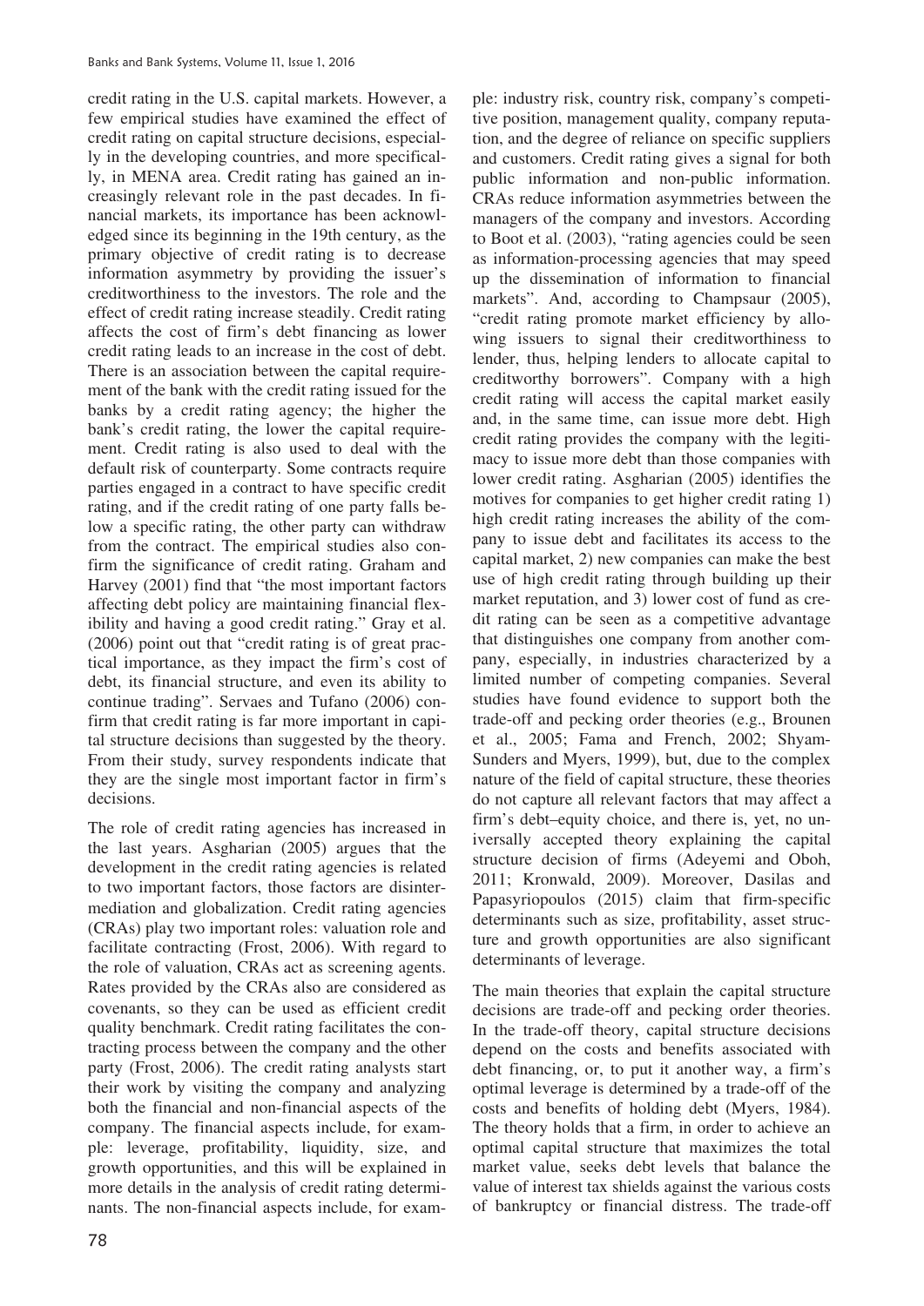credit rating in the U.S. capital markets. However, a few empirical studies have examined the effect of credit rating on capital structure decisions, especially in the developing countries, and more specifically, in MENA area. Credit rating has gained an increasingly relevant role in the past decades. In financial markets, its importance has been acknowledged since its beginning in the 19th century, as the primary objective of credit rating is to decrease information asymmetry by providing the issuer's creditworthiness to the investors. The role and the effect of credit rating increase steadily. Credit rating affects the cost of firm's debt financing as lower credit rating leads to an increase in the cost of debt. There is an association between the capital requirement of the bank with the credit rating issued for the banks by a credit rating agency; the higher the bank's credit rating, the lower the capital requirement. Credit rating is also used to deal with the default risk of counterparty. Some contracts require parties engaged in a contract to have specific credit rating, and if the credit rating of one party falls below a specific rating, the other party can withdraw from the contract. The empirical studies also confirm the significance of credit rating. Graham and Harvey (2001) find that "the most important factors affecting debt policy are maintaining financial flexibility and having a good credit rating." Gray et al. (2006) point out that "credit rating is of great practical importance, as they impact the firm's cost of debt, its financial structure, and even its ability to continue trading". Servaes and Tufano (2006) confirm that credit rating is far more important in capital structure decisions than suggested by the theory. From their study, survey respondents indicate that they are the single most important factor in firm's decisions.

The role of credit rating agencies has increased in the last years. Asgharian (2005) argues that the development in the credit rating agencies is related to two important factors, those factors are disintermediation and globalization. Credit rating agencies (CRAs) play two important roles: valuation role and facilitate contracting (Frost, 2006). With regard to the role of valuation, CRAs act as screening agents. Rates provided by the CRAs also are considered as covenants, so they can be used as efficient credit quality benchmark. Credit rating facilitates the contracting process between the company and the other party (Frost, 2006). The credit rating analysts start their work by visiting the company and analyzing both the financial and non-financial aspects of the company. The financial aspects include, for example: leverage, profitability, liquidity, size, and growth opportunities, and this will be explained in more details in the analysis of credit rating determinants. The non-financial aspects include, for example: industry risk, country risk, company's competitive position, management quality, company reputation, and the degree of reliance on specific suppliers and customers. Credit rating gives a signal for both public information and non-public information. CRAs reduce information asymmetries between the managers of the company and investors. According to Boot et al. (2003), "rating agencies could be seen as information-processing agencies that may speed up the dissemination of information to financial markets". And, according to Champsaur (2005), "credit rating promote market efficiency by allowing issuers to signal their creditworthiness to lender, thus, helping lenders to allocate capital to creditworthy borrowers". Company with a high credit rating will access the capital market easily and, in the same time, can issue more debt. High credit rating provides the company with the legitimacy to issue more debt than those companies with lower credit rating. Asgharian (2005) identifies the motives for companies to get higher credit rating 1) high credit rating increases the ability of the company to issue debt and facilitates its access to the capital market, 2) new companies can make the best use of high credit rating through building up their market reputation, and 3) lower cost of fund as credit rating can be seen as a competitive advantage that distinguishes one company from another company, especially, in industries characterized by a limited number of competing companies. Several studies have found evidence to support both the trade-off and pecking order theories (e.g., Brounen et al., 2005; Fama and French, 2002; Shyam-Sunders and Myers, 1999), but, due to the complex nature of the field of capital structure, these theories do not capture all relevant factors that may affect a firm's debt–equity choice, and there is, yet, no universally accepted theory explaining the capital structure decision of firms (Adeyemi and Oboh, 2011; Kronwald, 2009). Moreover, Dasilas and Papasyriopoulos (2015) claim that firm-specific determinants such as size, profitability, asset structure and growth opportunities are also significant determinants of leverage.

The main theories that explain the capital structure decisions are trade-off and pecking order theories. In the trade-off theory, capital structure decisions depend on the costs and benefits associated with debt financing, or, to put it another way, a firm's optimal leverage is determined by a trade-off of the costs and benefits of holding debt (Myers, 1984). The theory holds that a firm, in order to achieve an optimal capital structure that maximizes the total market value, seeks debt levels that balance the value of interest tax shields against the various costs of bankruptcy or financial distress. The trade-off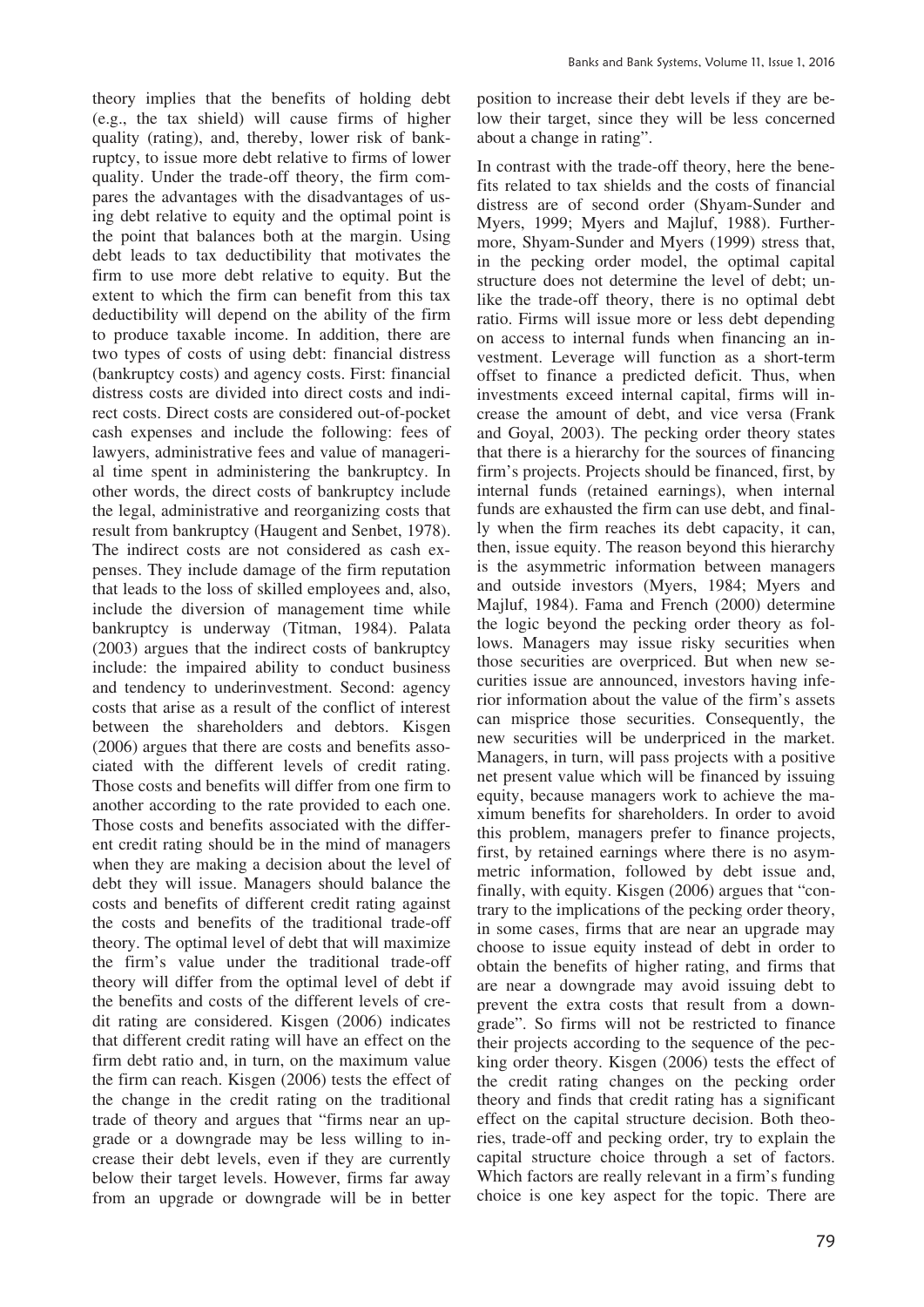theory implies that the benefits of holding debt (e.g., the tax shield) will cause firms of higher quality (rating), and, thereby, lower risk of bankruptcy, to issue more debt relative to firms of lower quality. Under the trade-off theory, the firm compares the advantages with the disadvantages of using debt relative to equity and the optimal point is the point that balances both at the margin. Using debt leads to tax deductibility that motivates the firm to use more debt relative to equity. But the extent to which the firm can benefit from this tax deductibility will depend on the ability of the firm to produce taxable income. In addition, there are two types of costs of using debt: financial distress (bankruptcy costs) and agency costs. First: financial distress costs are divided into direct costs and indirect costs. Direct costs are considered out-of-pocket cash expenses and include the following: fees of lawyers, administrative fees and value of managerial time spent in administering the bankruptcy. In other words, the direct costs of bankruptcy include the legal, administrative and reorganizing costs that result from bankruptcy (Haugent and Senbet, 1978). The indirect costs are not considered as cash expenses. They include damage of the firm reputation that leads to the loss of skilled employees and, also, include the diversion of management time while bankruptcy is underway (Titman, 1984). Palata (2003) argues that the indirect costs of bankruptcy include: the impaired ability to conduct business and tendency to underinvestment. Second: agency costs that arise as a result of the conflict of interest between the shareholders and debtors. Kisgen (2006) argues that there are costs and benefits associated with the different levels of credit rating. Those costs and benefits will differ from one firm to another according to the rate provided to each one. Those costs and benefits associated with the different credit rating should be in the mind of managers when they are making a decision about the level of debt they will issue. Managers should balance the costs and benefits of different credit rating against the costs and benefits of the traditional trade-off theory. The optimal level of debt that will maximize the firm's value under the traditional trade-off theory will differ from the optimal level of debt if the benefits and costs of the different levels of credit rating are considered. Kisgen (2006) indicates that different credit rating will have an effect on the firm debt ratio and, in turn, on the maximum value the firm can reach. Kisgen (2006) tests the effect of the change in the credit rating on the traditional trade of theory and argues that "firms near an upgrade or a downgrade may be less willing to increase their debt levels, even if they are currently below their target levels. However, firms far away from an upgrade or downgrade will be in better position to increase their debt levels if they are below their target, since they will be less concerned about a change in rating".

In contrast with the trade-off theory, here the benefits related to tax shields and the costs of financial distress are of second order (Shyam-Sunder and Myers, 1999; Myers and Majluf, 1988). Furthermore, Shyam-Sunder and Myers (1999) stress that, in the pecking order model, the optimal capital structure does not determine the level of debt; unlike the trade-off theory, there is no optimal debt ratio. Firms will issue more or less debt depending on access to internal funds when financing an investment. Leverage will function as a short-term offset to finance a predicted deficit. Thus, when investments exceed internal capital, firms will increase the amount of debt, and vice versa (Frank and Goyal, 2003). The pecking order theory states that there is a hierarchy for the sources of financing firm's projects. Projects should be financed, first, by internal funds (retained earnings), when internal funds are exhausted the firm can use debt, and finally when the firm reaches its debt capacity, it can, then, issue equity. The reason beyond this hierarchy is the asymmetric information between managers and outside investors (Myers, 1984; Myers and Majluf, 1984). Fama and French (2000) determine the logic beyond the pecking order theory as follows. Managers may issue risky securities when those securities are overpriced. But when new securities issue are announced, investors having inferior information about the value of the firm's assets can misprice those securities. Consequently, the new securities will be underpriced in the market. Managers, in turn, will pass projects with a positive net present value which will be financed by issuing equity, because managers work to achieve the maximum benefits for shareholders. In order to avoid this problem, managers prefer to finance projects, first, by retained earnings where there is no asymmetric information, followed by debt issue and, finally, with equity. Kisgen (2006) argues that "contrary to the implications of the pecking order theory, in some cases, firms that are near an upgrade may choose to issue equity instead of debt in order to obtain the benefits of higher rating, and firms that are near a downgrade may avoid issuing debt to prevent the extra costs that result from a downgrade". So firms will not be restricted to finance their projects according to the sequence of the pecking order theory. Kisgen (2006) tests the effect of the credit rating changes on the pecking order theory and finds that credit rating has a significant effect on the capital structure decision. Both theories, trade-off and pecking order, try to explain the capital structure choice through a set of factors. Which factors are really relevant in a firm's funding choice is one key aspect for the topic. There are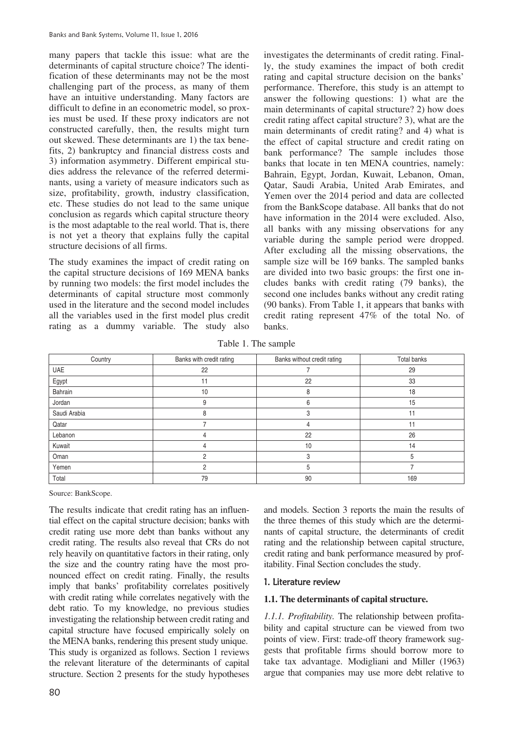many papers that tackle this issue: what are the determinants of capital structure choice? The identification of these determinants may not be the most challenging part of the process, as many of them have an intuitive understanding. Many factors are difficult to define in an econometric model, so proxies must be used. If these proxy indicators are not constructed carefully, then, the results might turn out skewed. These determinants are 1) the tax benefits, 2) bankruptcy and financial distress costs and 3) information asymmetry. Different empirical studies address the relevance of the referred determinants, using a variety of measure indicators such as size, profitability, growth, industry classification, etc. These studies do not lead to the same unique conclusion as regards which capital structure theory is the most adaptable to the real world. That is, there is not yet a theory that explains fully the capital structure decisions of all firms.

The study examines the impact of credit rating on the capital structure decisions of 169 MENA banks by running two models: the first model includes the determinants of capital structure most commonly used in the literature and the second model includes all the variables used in the first model plus credit rating as a dummy variable. The study also investigates the determinants of credit rating. Finally, the study examines the impact of both credit rating and capital structure decision on the banks' performance. Therefore, this study is an attempt to answer the following questions: 1) what are the main determinants of capital structure? 2) how does credit rating affect capital structure? 3), what are the main determinants of credit rating? and 4) what is the effect of capital structure and credit rating on bank performance? The sample includes those banks that locate in ten MENA countries, namely: Bahrain, Egypt, Jordan, Kuwait, Lebanon, Oman, Qatar, Saudi Arabia, United Arab Emirates, and Yemen over the 2014 period and data are collected from the BankScope database. All banks that do not have information in the 2014 were excluded. Also, all banks with any missing observations for any variable during the sample period were dropped. After excluding all the missing observations, the sample size will be 169 banks. The sampled banks are divided into two basic groups: the first one includes banks with credit rating (79 banks), the second one includes banks without any credit rating (90 banks). From Table 1, it appears that banks with credit rating represent 47% of the total No. of banks.

Table 1. The sample

| Country | Banks with credit rating | Banks without credit rating | Total banks |
|---|---|---|---|
| UAE | 22 | 7 | 29 |
| Egypt | 11 | 22 | 33 |
| Bahrain | 10 | 8 | 18 |
| Jordan | 9 | 6 | 15 |
| Saudi Arabia | 8 | 3 | 11 |
| Qatar | 7 | 4 | 11 |
| Lebanon | 4 | 22 | 26 |
| Kuwait | 4 | 10 | 14 |
| Oman | 2 | 3 | 5 |
| Yemen | 2 | 5 | 7 |
| Total | 79 | 90 | 169 |

Source: BankScope.

The results indicate that credit rating has an influential effect on the capital structure decision; banks with credit rating use more debt than banks without any credit rating. The results also reveal that CRs do not rely heavily on quantitative factors in their rating, only the size and the country rating have the most pronounced effect on credit rating. Finally, the results imply that banks' profitability correlates positively with credit rating while correlates negatively with the debt ratio. To my knowledge, no previous studies investigating the relationship between credit rating and capital structure have focused empirically solely on the MENA banks, rendering this present study unique. This study is organized as follows. Section 1 reviews the relevant literature of the determinants of capital structure. Section 2 presents for the study hypotheses and models. Section 3 reports the main the results of the three themes of this study which are the determinants of capital structure, the determinants of credit rating and the relationship between capital structure, credit rating and bank performance measured by profitability. Final Section concludes the study.

## 1. Literature review

### 1.1. The determinants of capital structure.

*1.1.1. Profitability.* The relationship between profitability and capital structure can be viewed from two points of view. First: trade-off theory framework suggests that profitable firms should borrow more to take tax advantage. Modigliani and Miller (1963) argue that companies may use more debt relative to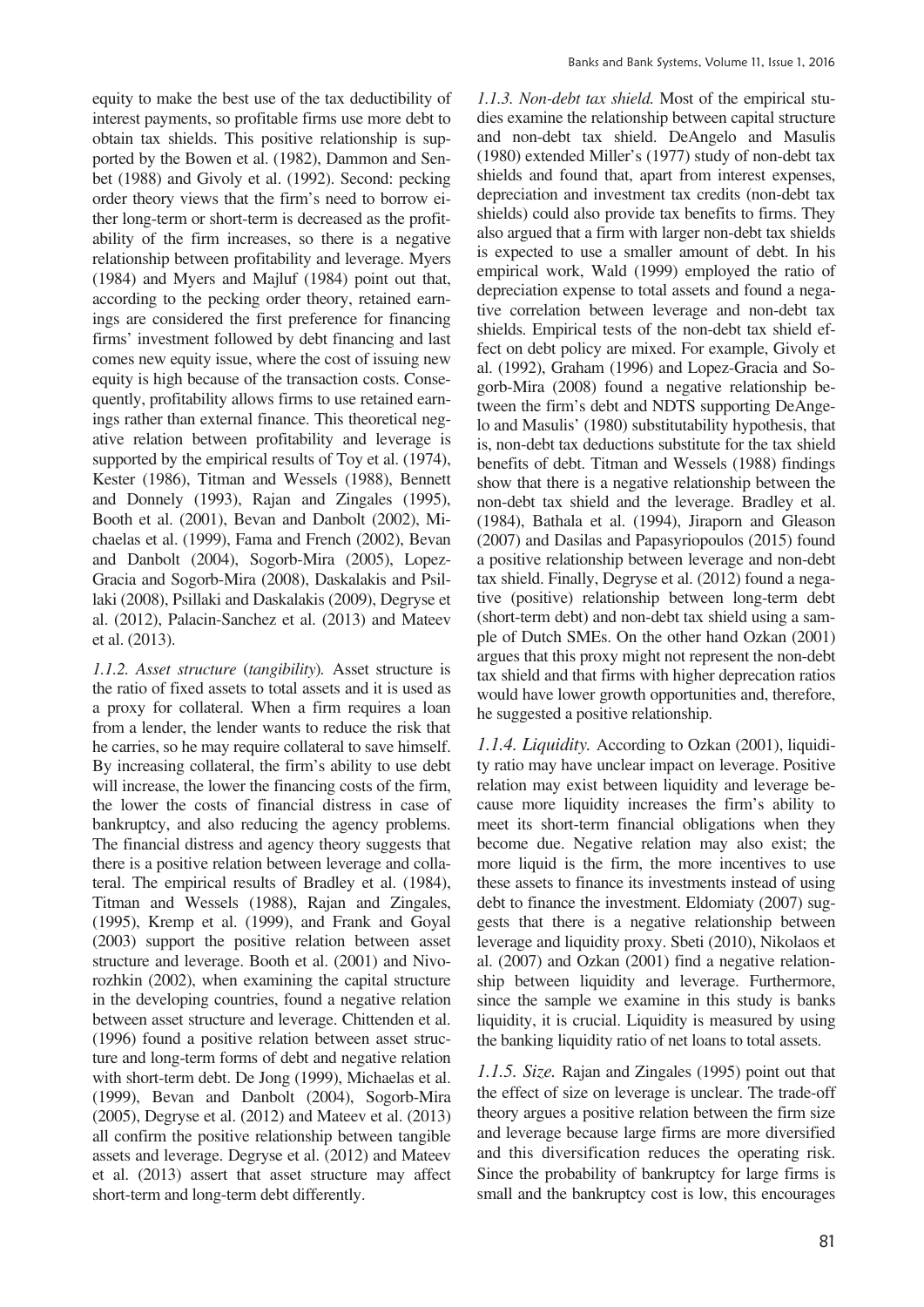equity to make the best use of the tax deductibility of interest payments, so profitable firms use more debt to obtain tax shields. This positive relationship is supported by the Bowen et al. (1982), Dammon and Senbet (1988) and Givoly et al. (1992). Second: pecking order theory views that the firm's need to borrow either long-term or short-term is decreased as the profitability of the firm increases, so there is a negative relationship between profitability and leverage. Myers (1984) and Myers and Majluf (1984) point out that, according to the pecking order theory, retained earnings are considered the first preference for financing firms' investment followed by debt financing and last comes new equity issue, where the cost of issuing new equity is high because of the transaction costs. Consequently, profitability allows firms to use retained earnings rather than external finance. This theoretical negative relation between profitability and leverage is supported by the empirical results of Toy et al. (1974), Kester (1986), Titman and Wessels (1988), Bennett and Donnely (1993), Rajan and Zingales (1995), Booth et al. (2001), Bevan and Danbolt (2002), Michaelas et al. (1999), Fama and French (2002), Bevan and Danbolt (2004), Sogorb-Mira (2005), Lopez-Gracia and Sogorb-Mira (2008), Daskalakis and Psillaki (2008), Psillaki and Daskalakis (2009), Degryse et al. (2012), Palacin-Sanchez et al. (2013) and Mateev et al. (2013).

*1.1.2. Asset structure (tangibility).* Asset structure is the ratio of fixed assets to total assets and it is used as a proxy for collateral. When a firm requires a loan from a lender, the lender wants to reduce the risk that he carries, so he may require collateral to save himself. By increasing collateral, the firm's ability to use debt will increase, the lower the financing costs of the firm, the lower the costs of financial distress in case of bankruptcy, and also reducing the agency problems. The financial distress and agency theory suggests that there is a positive relation between leverage and collateral. The empirical results of Bradley et al. (1984), Titman and Wessels (1988), Rajan and Zingales, (1995), Kremp et al. (1999), and Frank and Goyal (2003) support the positive relation between asset structure and leverage. Booth et al. (2001) and Nivorozhkin (2002), when examining the capital structure in the developing countries, found a negative relation between asset structure and leverage. Chittenden et al. (1996) found a positive relation between asset structure and long-term forms of debt and negative relation with short-term debt. De Jong (1999), Michaelas et al. (1999), Bevan and Danbolt (2004), Sogorb-Mira (2005), Degryse et al. (2012) and Mateev et al. (2013) all confirm the positive relationship between tangible assets and leverage. Degryse et al. (2012) and Mateev et al. (2013) assert that asset structure may affect short-term and long-term debt differently.

*1.1.3. Non-debt tax shield.* Most of the empirical studies examine the relationship between capital structure and non-debt tax shield. DeAngelo and Masulis (1980) extended Miller's (1977) study of non-debt tax shields and found that, apart from interest expenses, depreciation and investment tax credits (non-debt tax shields) could also provide tax benefits to firms. They also argued that a firm with larger non-debt tax shields is expected to use a smaller amount of debt. In his empirical work, Wald (1999) employed the ratio of depreciation expense to total assets and found a negative correlation between leverage and non-debt tax shields. Empirical tests of the non-debt tax shield effect on debt policy are mixed. For example, Givoly et al. (1992), Graham (1996) and Lopez-Gracia and Sogorb-Mira (2008) found a negative relationship between the firm's debt and NDTS supporting DeAngelo and Masulis' (1980) substitutability hypothesis, that is, non-debt tax deductions substitute for the tax shield benefits of debt. Titman and Wessels (1988) findings show that there is a negative relationship between the non-debt tax shield and the leverage. Bradley et al. (1984), Bathala et al. (1994), Jiraporn and Gleason (2007) and Dasilas and Papasyriopoulos (2015) found a positive relationship between leverage and non-debt tax shield. Finally, Degryse et al. (2012) found a negative (positive) relationship between long-term debt (short-term debt) and non-debt tax shield using a sample of Dutch SMEs. On the other hand Ozkan (2001) argues that this proxy might not represent the non-debt tax shield and that firms with higher deprecation ratios would have lower growth opportunities and, therefore, he suggested a positive relationship.

*1.1.4. Liquidity.* According to Ozkan (2001), liquidity ratio may have unclear impact on leverage. Positive relation may exist between liquidity and leverage because more liquidity increases the firm's ability to meet its short-term financial obligations when they become due. Negative relation may also exist; the more liquid is the firm, the more incentives to use these assets to finance its investments instead of using debt to finance the investment. Eldomiaty (2007) suggests that there is a negative relationship between leverage and liquidity proxy. Sbeti (2010), Nikolaos et al. (2007) and Ozkan (2001) find a negative relationship between liquidity and leverage. Furthermore, since the sample we examine in this study is banks liquidity, it is crucial. Liquidity is measured by using the banking liquidity ratio of net loans to total assets.

*1.1.5. Size.* Rajan and Zingales (1995) point out that the effect of size on leverage is unclear. The trade-off theory argues a positive relation between the firm size and leverage because large firms are more diversified and this diversification reduces the operating risk. Since the probability of bankruptcy for large firms is small and the bankruptcy cost is low, this encourages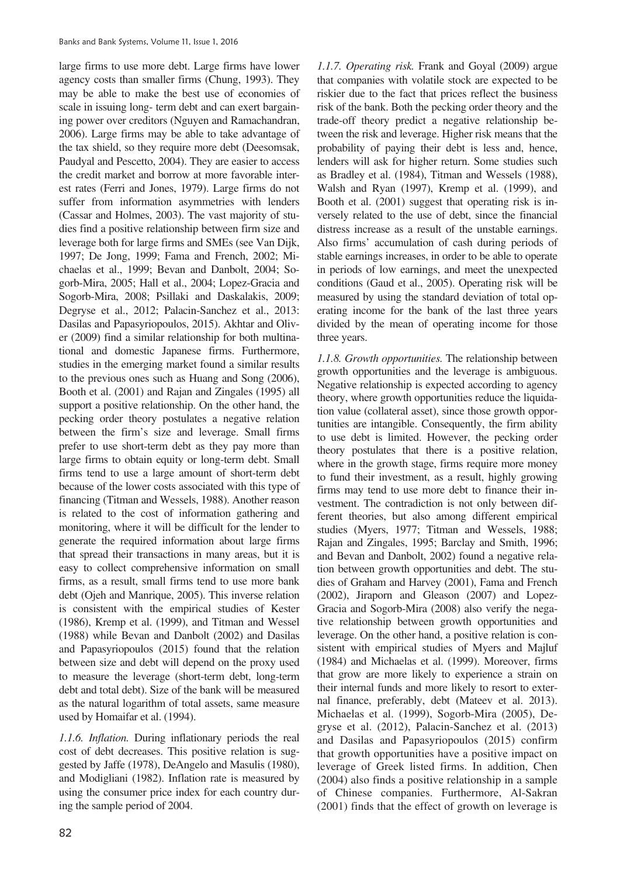large firms to use more debt. Large firms have lower agency costs than smaller firms (Chung, 1993). They may be able to make the best use of economies of scale in issuing long- term debt and can exert bargaining power over creditors (Nguyen and Ramachandran, 2006). Large firms may be able to take advantage of the tax shield, so they require more debt (Deesomsak, Paudyal and Pescetto, 2004). They are easier to access the credit market and borrow at more favorable interest rates (Ferri and Jones, 1979). Large firms do not suffer from information asymmetries with lenders (Cassar and Holmes, 2003). The vast majority of studies find a positive relationship between firm size and leverage both for large firms and SMEs (see Van Dijk, 1997; De Jong, 1999; Fama and French, 2002; Michaelas et al., 1999; Bevan and Danbolt, 2004; Sogorb-Mira, 2005; Hall et al., 2004; Lopez-Gracia and Sogorb-Mira, 2008; Psillaki and Daskalakis, 2009; Degryse et al., 2012; Palacin-Sanchez et al., 2013: Dasilas and Papasyriopoulos, 2015). Akhtar and Oliver (2009) find a similar relationship for both multinational and domestic Japanese firms. Furthermore, studies in the emerging market found a similar results to the previous ones such as Huang and Song (2006), Booth et al. (2001) and Rajan and Zingales (1995) all support a positive relationship. On the other hand, the pecking order theory postulates a negative relation between the firm's size and leverage. Small firms prefer to use short-term debt as they pay more than large firms to obtain equity or long-term debt. Small firms tend to use a large amount of short-term debt because of the lower costs associated with this type of financing (Titman and Wessels, 1988). Another reason is related to the cost of information gathering and monitoring, where it will be difficult for the lender to generate the required information about large firms that spread their transactions in many areas, but it is easy to collect comprehensive information on small firms, as a result, small firms tend to use more bank debt (Ojeh and Manrique, 2005). This inverse relation is consistent with the empirical studies of Kester (1986), Kremp et al. (1999), and Titman and Wessel (1988) while Bevan and Danbolt (2002) and Dasilas and Papasyriopoulos (2015) found that the relation between size and debt will depend on the proxy used to measure the leverage (short-term debt, long-term debt and total debt). Size of the bank will be measured as the natural logarithm of total assets, same measure used by Homaifar et al. (1994).

*1.1.6. Inflation.* During inflationary periods the real cost of debt decreases. This positive relation is suggested by Jaffe (1978), DeAngelo and Masulis (1980), and Modigliani (1982). Inflation rate is measured by using the consumer price index for each country during the sample period of 2004.

*1.1.7. Operating risk.* Frank and Goyal (2009) argue that companies with volatile stock are expected to be riskier due to the fact that prices reflect the business risk of the bank. Both the pecking order theory and the trade-off theory predict a negative relationship between the risk and leverage. Higher risk means that the probability of paying their debt is less and, hence, lenders will ask for higher return. Some studies such as Bradley et al. (1984), Titman and Wessels (1988), Walsh and Ryan (1997), Kremp et al. (1999), and Booth et al. (2001) suggest that operating risk is inversely related to the use of debt, since the financial distress increase as a result of the unstable earnings. Also firms' accumulation of cash during periods of stable earnings increases, in order to be able to operate in periods of low earnings, and meet the unexpected conditions (Gaud et al., 2005). Operating risk will be measured by using the standard deviation of total operating income for the bank of the last three years divided by the mean of operating income for those three years.

*1.1.8. Growth opportunities.* The relationship between growth opportunities and the leverage is ambiguous. Negative relationship is expected according to agency theory, where growth opportunities reduce the liquidation value (collateral asset), since those growth opportunities are intangible. Consequently, the firm ability to use debt is limited. However, the pecking order theory postulates that there is a positive relation, where in the growth stage, firms require more money to fund their investment, as a result, highly growing firms may tend to use more debt to finance their investment. The contradiction is not only between different theories, but also among different empirical studies (Myers, 1977; Titman and Wessels, 1988; Rajan and Zingales, 1995; Barclay and Smith, 1996; and Bevan and Danbolt, 2002) found a negative relation between growth opportunities and debt. The studies of Graham and Harvey (2001), Fama and French (2002), Jiraporn and Gleason (2007) and Lopez-Gracia and Sogorb-Mira (2008) also verify the negative relationship between growth opportunities and leverage. On the other hand, a positive relation is consistent with empirical studies of Myers and Majluf (1984) and Michaelas et al. (1999). Moreover, firms that grow are more likely to experience a strain on their internal funds and more likely to resort to external finance, preferably, debt (Mateev et al. 2013). Michaelas et al. (1999), Sogorb-Mira (2005), Degryse et al. (2012), Palacin-Sanchez et al. (2013) and Dasilas and Papasyriopoulos (2015) confirm that growth opportunities have a positive impact on leverage of Greek listed firms. In addition, Chen (2004) also finds a positive relationship in a sample of Chinese companies. Furthermore, Al-Sakran (2001) finds that the effect of growth on leverage is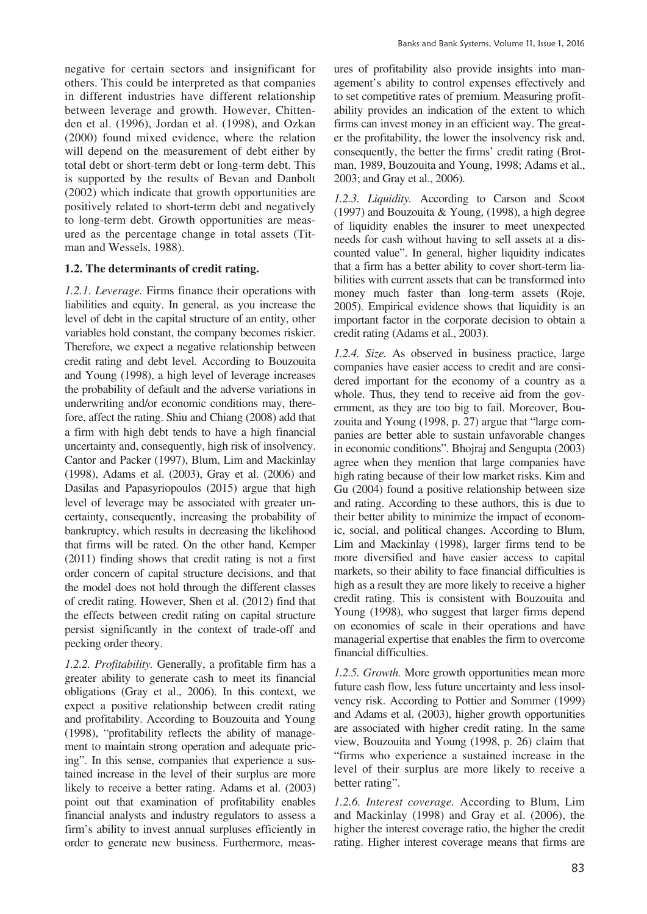negative for certain sectors and insignificant for others. This could be interpreted as that companies in different industries have different relationship between leverage and growth. However, Chittenden et al. (1996), Jordan et al. (1998), and Ozkan (2000) found mixed evidence, where the relation will depend on the measurement of debt either by total debt or short-term debt or long-term debt. This is supported by the results of Bevan and Danbolt (2002) which indicate that growth opportunities are positively related to short-term debt and negatively to long-term debt. Growth opportunities are measured as the percentage change in total assets (Titman and Wessels, 1988).

### 1.2. The determinants of credit rating.

*1.2.1. Leverage.* Firms finance their operations with liabilities and equity. In general, as you increase the level of debt in the capital structure of an entity, other variables hold constant, the company becomes riskier. Therefore, we expect a negative relationship between credit rating and debt level. According to Bouzouita and Young (1998), a high level of leverage increases the probability of default and the adverse variations in underwriting and/or economic conditions may, therefore, affect the rating. Shiu and Chiang (2008) add that a firm with high debt tends to have a high financial uncertainty and, consequently, high risk of insolvency. Cantor and Packer (1997), Blum, Lim and Mackinlay (1998), Adams et al. (2003), Gray et al. (2006) and Dasilas and Papasyriopoulos (2015) argue that high level of leverage may be associated with greater uncertainty, consequently, increasing the probability of bankruptcy, which results in decreasing the likelihood that firms will be rated. On the other hand, Kemper (2011) finding shows that credit rating is not a first order concern of capital structure decisions, and that the model does not hold through the different classes of credit rating. However, Shen et al. (2012) find that the effects between credit rating on capital structure persist significantly in the context of trade-off and pecking order theory.

*1.2.2. Profitability.* Generally, a profitable firm has a greater ability to generate cash to meet its financial obligations (Gray et al., 2006). In this context, we expect a positive relationship between credit rating and profitability. According to Bouzouita and Young (1998), "profitability reflects the ability of management to maintain strong operation and adequate pricing". In this sense, companies that experience a sustained increase in the level of their surplus are more likely to receive a better rating. Adams et al. (2003) point out that examination of profitability enables financial analysts and industry regulators to assess a firm's ability to invest annual surpluses efficiently in order to generate new business. Furthermore, measures of profitability also provide insights into management's ability to control expenses effectively and to set competitive rates of premium. Measuring profitability provides an indication of the extent to which firms can invest money in an efficient way. The greater the profitability, the lower the insolvency risk and, consequently, the better the firms' credit rating (Brotman, 1989, Bouzouita and Young, 1998; Adams et al., 2003; and Gray et al., 2006).

*1.2.3. Liquidity.* According to Carson and Scoot (1997) and Bouzouita & Young, (1998), a high degree of liquidity enables the insurer to meet unexpected needs for cash without having to sell assets at a discounted value". In general, higher liquidity indicates that a firm has a better ability to cover short-term liabilities with current assets that can be transformed into money much faster than long-term assets (Roje, 2005). Empirical evidence shows that liquidity is an important factor in the corporate decision to obtain a credit rating (Adams et al., 2003).

*1.2.4. Size.* As observed in business practice, large companies have easier access to credit and are considered important for the economy of a country as a whole. Thus, they tend to receive aid from the government, as they are too big to fail. Moreover, Bouzouita and Young (1998, p. 27) argue that "large companies are better able to sustain unfavorable changes in economic conditions". Bhojraj and Sengupta (2003) agree when they mention that large companies have high rating because of their low market risks. Kim and Gu (2004) found a positive relationship between size and rating. According to these authors, this is due to their better ability to minimize the impact of economic, social, and political changes. According to Blum, Lim and Mackinlay (1998), larger firms tend to be more diversified and have easier access to capital markets, so their ability to face financial difficulties is high as a result they are more likely to receive a higher credit rating. This is consistent with Bouzouita and Young (1998), who suggest that larger firms depend on economies of scale in their operations and have managerial expertise that enables the firm to overcome financial difficulties.

*1.2.5. Growth.* More growth opportunities mean more future cash flow, less future uncertainty and less insolvency risk. According to Pottier and Sommer (1999) and Adams et al. (2003), higher growth opportunities are associated with higher credit rating. In the same view, Bouzouita and Young (1998, p. 26) claim that "firms who experience a sustained increase in the level of their surplus are more likely to receive a better rating".

*1.2.6. Interest coverage.* According to Blum, Lim and Mackinlay (1998) and Gray et al. (2006), the higher the interest coverage ratio, the higher the credit rating. Higher interest coverage means that firms are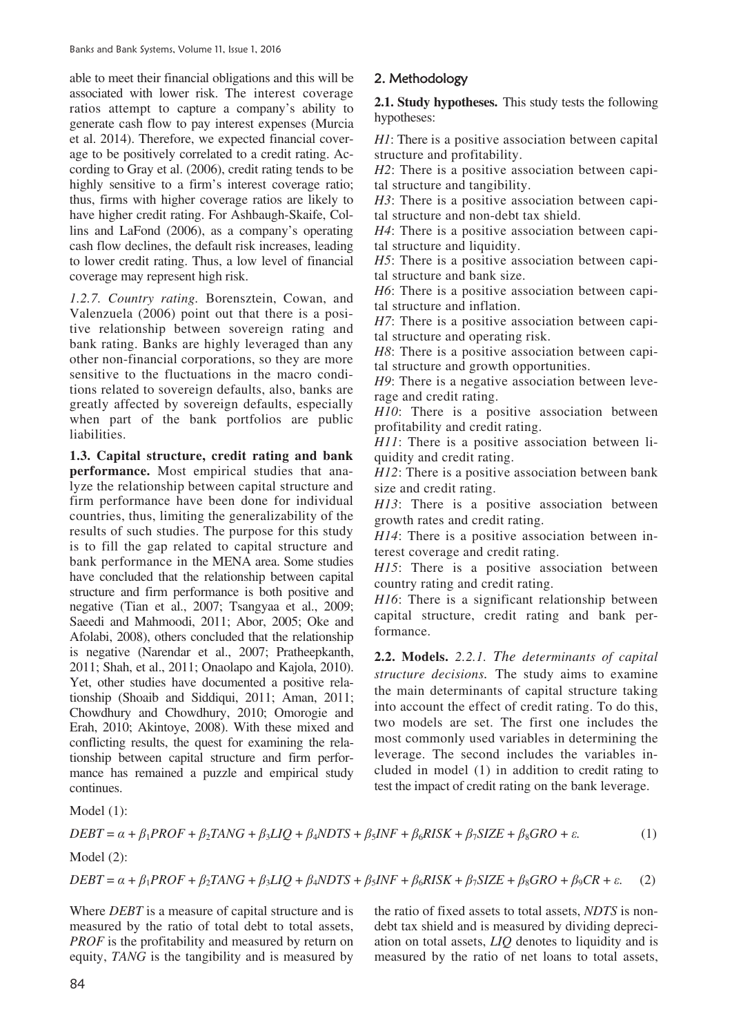able to meet their financial obligations and this will be associated with lower risk. The interest coverage ratios attempt to capture a company's ability to generate cash flow to pay interest expenses (Murcia et al. 2014). Therefore, we expected financial coverage to be positively correlated to a credit rating. According to Gray et al. (2006), credit rating tends to be highly sensitive to a firm's interest coverage ratio; thus, firms with higher coverage ratios are likely to have higher credit rating. For Ashbaugh-Skaife, Collins and LaFond (2006), as a company's operating cash flow declines, the default risk increases, leading to lower credit rating. Thus, a low level of financial coverage may represent high risk.

*1.2.7. Country rating.* Borensztein, Cowan, and Valenzuela (2006) point out that there is a positive relationship between sovereign rating and bank rating. Banks are highly leveraged than any other non-financial corporations, so they are more sensitive to the fluctuations in the macro conditions related to sovereign defaults, also, banks are greatly affected by sovereign defaults, especially when part of the bank portfolios are public liabilities.

**1.3. Capital structure, credit rating and bank performance.** Most empirical studies that analyze the relationship between capital structure and firm performance have been done for individual countries, thus, limiting the generalizability of the results of such studies. The purpose for this study is to fill the gap related to capital structure and bank performance in the MENA area. Some studies have concluded that the relationship between capital structure and firm performance is both positive and negative (Tian et al., 2007; Tsangyaa et al., 2009; Saeedi and Mahmoodi, 2011; Abor, 2005; Oke and Afolabi, 2008), others concluded that the relationship is negative (Narendar et al., 2007; Pratheepkanth, 2011; Shah, et al., 2011; Onaolapo and Kajola, 2010). Yet, other studies have documented a positive relationship (Shoaib and Siddiqui, 2011; Aman, 2011; Chowdhury and Chowdhury, 2010; Omorogie and Erah, 2010; Akintoye, 2008). With these mixed and conflicting results, the quest for examining the relationship between capital structure and firm performance has remained a puzzle and empirical study continues.

## 2. Methodology

**2.1. Study hypotheses.** This study tests the following hypotheses:

*H1*: There is a positive association between capital structure and profitability.

*H2*: There is a positive association between capital structure and tangibility.

*H3*: There is a positive association between capital structure and non-debt tax shield.

*H4*: There is a positive association between capital structure and liquidity.

*H5*: There is a positive association between capital structure and bank size.

*H6*: There is a positive association between capital structure and inflation.

*H7*: There is a positive association between capital structure and operating risk.

*H8*: There is a positive association between capital structure and growth opportunities.

*H9*: There is a negative association between leverage and credit rating.

*H10*: There is a positive association between profitability and credit rating.

*H11*: There is a positive association between liquidity and credit rating.

*H12*: There is a positive association between bank size and credit rating.

*H13*: There is a positive association between growth rates and credit rating.

*H14*: There is a positive association between interest coverage and credit rating.

*H15*: There is a positive association between country rating and credit rating.

*H16*: There is a significant relationship between capital structure, credit rating and bank performance.

**2.2. Models.** *2.2.1. The determinants of capital structure decisions.* The study aims to examine the main determinants of capital structure taking into account the effect of credit rating. To do this, two models are set. The first one includes the most commonly used variables in determining the leverage. The second includes the variables included in model (1) in addition to credit rating to test the impact of credit rating on the bank leverage.

Model (1):

$$DEBT = \alpha + \beta_1 PROF + \beta_2 TANG + \beta_3 LIQ + \beta_4 NDTS + \beta_5 INF + \beta_6 RISK + \beta_7 SIZE + \beta_8 GRO + \varepsilon. \quad (1)$$

Model (2):

$$DEBT = \alpha + \beta_1 PROF + \beta_2 TANG + \beta_3 LIQ + \beta_4 NDTS + \beta_5 INF + \beta_6 RISK + \beta_7 SIZE + \beta_8 GRO + \beta_9 CR + \varepsilon. \quad (2)$$

Where *DEBT* is a measure of capital structure and is measured by the ratio of total debt to total assets, *PROF* is the profitability and measured by return on equity, *TANG* is the tangibility and is measured by the ratio of fixed assets to total assets, *NDTS* is non-debt tax shield and is measured by dividing depreciation on total assets, *LIQ* denotes to liquidity and is measured by the ratio of net loans to total assets,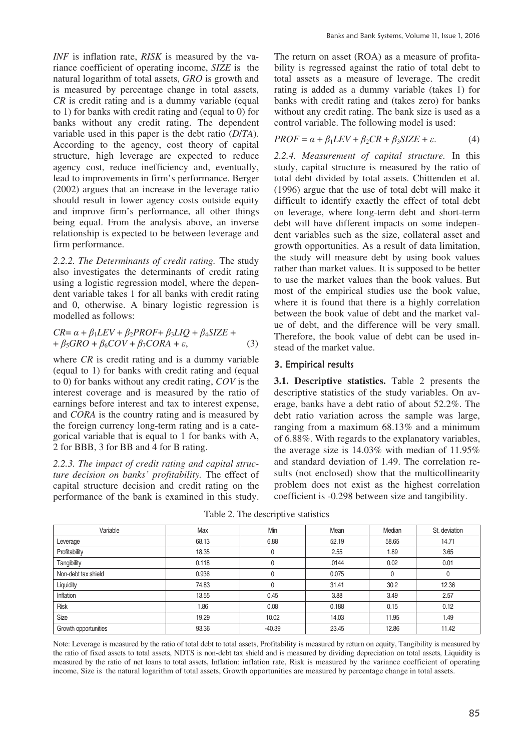*INF* is inflation rate, *RISK* is measured by the variance coefficient of operating income, *SIZE* is the natural logarithm of total assets, *GRO* is growth and is measured by percentage change in total assets, *CR* is credit rating and is a dummy variable (equal to 1) for banks with credit rating and (equal to 0) for banks without any credit rating. The dependent variable used in this paper is the debt ratio (*D*/*TA*). According to the agency, cost theory of capital structure, high leverage are expected to reduce agency cost, reduce inefficiency and, eventually, lead to improvements in firm's performance. Berger (2002) argues that an increase in the leverage ratio should result in lower agency costs outside equity and improve firm's performance, all other things being equal. From the analysis above, an inverse relationship is expected to be between leverage and firm performance.

*2.2.2. The Determinants of credit rating.* The study also investigates the determinants of credit rating using a logistic regression model, where the dependent variable takes 1 for all banks with credit rating and 0, otherwise. A binary logistic regression is modelled as follows:

$$CR = \alpha + \beta_1 LEV + \beta_2 PROF + \beta_3 LIQ + \beta_4 SIZE + \beta_5 GRO + \beta_6 COV + \beta_7 CORA + \varepsilon, \quad (3)$$

where *CR* is credit rating and is a dummy variable (equal to 1) for banks with credit rating and (equal to 0) for banks without any credit rating, *COV* is the interest coverage and is measured by the ratio of earnings before interest and tax to interest expense, and *CORA* is the country rating and is measured by the foreign currency long-term rating and is a categorical variable that is equal to 1 for banks with A, 2 for BBB, 3 for BB and 4 for B rating.

*2.2.3. The impact of credit rating and capital structure decision on banks' profitability.* The effect of capital structure decision and credit rating on the performance of the bank is examined in this study. The return on asset (ROA) as a measure of profitability is regressed against the ratio of total debt to total assets as a measure of leverage. The credit rating is added as a dummy variable (takes 1) for banks with credit rating and (takes zero) for banks without any credit rating. The bank size is used as a control variable. The following model is used:

$$PROF = \alpha + \beta_1 LEV + \beta_2 CR + \beta_3 SIZE + \varepsilon. \quad (4)$$

*2.2.4. Measurement of capital structure.* In this study, capital structure is measured by the ratio of total debt divided by total assets. Chittenden et al. (1996) argue that the use of total debt will make it difficult to identify exactly the effect of total debt on leverage, where long-term debt and short-term debt will have different impacts on some independent variables such as the size, collateral asset and growth opportunities. As a result of data limitation, the study will measure debt by using book values rather than market values. It is supposed to be better to use the market values than the book values. But most of the empirical studies use the book value, where it is found that there is a highly correlation between the book value of debt and the market value of debt, and the difference will be very small. Therefore, the book value of debt can be used instead of the market value.

## 3. Empirical results

**3.1. Descriptive statistics.** Table 2 presents the descriptive statistics of the study variables. On average, banks have a debt ratio of about 52.2%. The debt ratio variation across the sample was large, ranging from a maximum 68.13% and a minimum of 6.88%. With regards to the explanatory variables, the average size is 14.03% with median of 11.95% and standard deviation of 1.49. The correlation results (not enclosed) show that the multicollinearity problem does not exist as the highest correlation coefficient is -0.298 between size and tangibility.

Table 2. The descriptive statistics

| Variable | Max | Min | Mean | Median | St. deviation |
|---|---|---|---|---|---|
| Leverage | 68.13 | 6.88 | 52.19 | 58.65 | 14.71 |
| Profitability | 18.35 | 0 | 2.55 | 1.89 | 3.65 |
| Tangibility | 0.118 | 0 | .0144 | 0.02 | 0.01 |
| Non-debt tax shield | 0.936 | 0 | 0.075 | 0 | 0 |
| Liquidity | 74.83 | 0 | 31.41 | 30.2 | 12.36 |
| Inflation | 13.55 | 0.45 | 3.88 | 3.49 | 2.57 |
| Risk | 1.86 | 0.08 | 0.188 | 0.15 | 0.12 |
| Size | 19.29 | 10.02 | 14.03 | 11.95 | 1.49 |
| Growth opportunities | 93.36 | -40.39 | 23.45 | 12.86 | 11.42 |

Note: Leverage is measured by the ratio of total debt to total assets, Profitability is measured by return on equity, Tangibility is measured by the ratio of fixed assets to total assets, NDTS is non-debt tax shield and is measured by dividing depreciation on total assets, Liquidity is measured by the ratio of net loans to total assets, Inflation: inflation rate, Risk is measured by the variance coefficient of operating income, Size is the natural logarithm of total assets, Growth opportunities are measured by percentage change in total assets.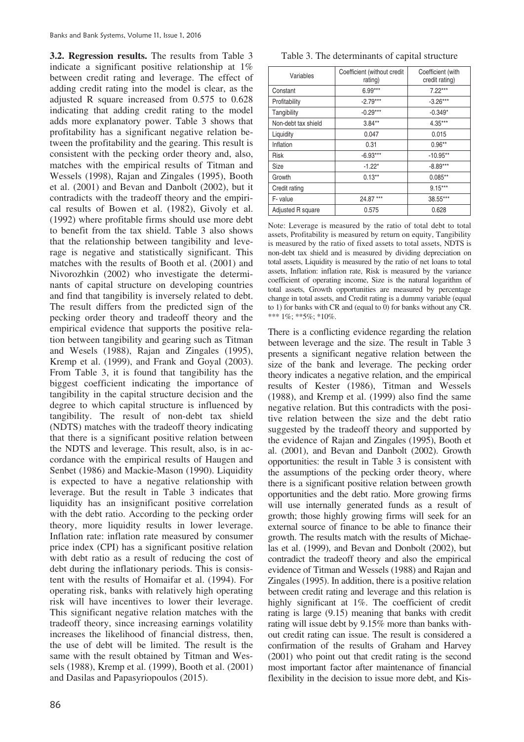**3.2. Regression results.** The results from Table 3 indicate a significant positive relationship at 1% between credit rating and leverage. The effect of adding credit rating into the model is clear, as the adjusted R square increased from 0.575 to 0.628 indicating that adding credit rating to the model adds more explanatory power. Table 3 shows that profitability has a significant negative relation between the profitability and the gearing. This result is consistent with the pecking order theory and, also, matches with the empirical results of Titman and Wessels (1998), Rajan and Zingales (1995), Booth et al. (2001) and Bevan and Danbolt (2002), but it contradicts with the tradeoff theory and the empirical results of Bowen et al. (1982), Givoly et al. (1992) where profitable firms should use more debt to benefit from the tax shield. Table 3 also shows that the relationship between tangibility and leverage is negative and statistically significant. This matches with the results of Booth et al. (2001) and Nivorozhkin (2002) who investigate the determinants of capital structure on developing countries and find that tangibility is inversely related to debt. The result differs from the predicted sign of the pecking order theory and tradeoff theory and the empirical evidence that supports the positive relation between tangibility and gearing such as Titman and Wesels (1988), Rajan and Zingales (1995), Kremp et al. (1999), and Frank and Goyal (2003). From Table 3, it is found that tangibility has the biggest coefficient indicating the importance of tangibility in the capital structure decision and the degree to which capital structure is influenced by tangibility. The result of non-debt tax shield (NDTS) matches with the tradeoff theory indicating that there is a significant positive relation between the NDTS and leverage. This result, also, is in accordance with the empirical results of Haugen and Senbet (1986) and Mackie-Mason (1990). Liquidity is expected to have a negative relationship with leverage. But the result in Table 3 indicates that liquidity has an insignificant positive correlation with the debt ratio. According to the pecking order theory, more liquidity results in lower leverage. Inflation rate: inflation rate measured by consumer price index (CPI) has a significant positive relation with debt ratio as a result of reducing the cost of debt during the inflationary periods. This is consistent with the results of Homaifar et al. (1994). For operating risk, banks with relatively high operating risk will have incentives to lower their leverage. This significant negative relation matches with the tradeoff theory, since increasing earnings volatility increases the likelihood of financial distress, then, the use of debt will be limited. The result is the same with the result obtained by Titman and Wessels (1988), Kremp et al. (1999), Booth et al. (2001) and Dasilas and Papasyriopoulos (2015).

Table 3. The determinants of capital structure

| Variables | Coefficient (without credit rating) | Coefficient (with credit rating) |
|---|---|---|
| Constant | 6.99*** | 7.22*** |
| Profitability | -2.79*** | -3.26*** |
| Tangibility | -0.29*** | -0.349* |
| Non-debt tax shield | 3.84** | 4.35*** |
| Liquidity | 0.047 | 0.015 |
| Inflation | 0.31 | 0.96** |
| Risk | -6.93*** | -10.95** |
| Size | -1.22* | -8.89*** |
| Growth | 0.13** | 0.085** |
| Credit rating | | 9.15*** |
| F- value | 24.87 *** | 38.55*** |
| Adjusted R square | 0.575 | 0.628 |

Note: Leverage is measured by the ratio of total debt to total assets, Profitability is measured by return on equity, Tangibility is measured by the ratio of fixed assets to total assets, NDTS is non-debt tax shield and is measured by dividing depreciation on total assets, Liquidity is measured by the ratio of net loans to total assets, Inflation: inflation rate, Risk is measured by the variance coefficient of operating income, Size is the natural logarithm of total assets, Growth opportunities are measured by percentage change in total assets, and Credit rating is a dummy variable (equal to 1) for banks with CR and (equal to 0) for banks without any CR. *** 1%; **5%; *10%.

There is a conflicting evidence regarding the relation between leverage and the size. The result in Table 3 presents a significant negative relation between the size of the bank and leverage. The pecking order theory indicates a negative relation, and the empirical results of Kester (1986), Titman and Wessels (1988), and Kremp et al. (1999) also find the same negative relation. But this contradicts with the positive relation between the size and the debt ratio suggested by the tradeoff theory and supported by the evidence of Rajan and Zingales (1995), Booth et al. (2001), and Bevan and Danbolt (2002). Growth opportunities: the result in Table 3 is consistent with the assumptions of the pecking order theory, where there is a significant positive relation between growth opportunities and the debt ratio. More growing firms will use internally generated funds as a result of growth; those highly growing firms will seek for an external source of finance to be able to finance their growth. The results match with the results of Michaelas et al. (1999), and Bevan and Donbolt (2002), but contradict the tradeoff theory and also the empirical evidence of Titman and Wessels (1988) and Rajan and Zingales (1995). In addition, there is a positive relation between credit rating and leverage and this relation is highly significant at 1%. The coefficient of credit rating is large (9.15) meaning that banks with credit rating will issue debt by 9.15% more than banks without credit rating can issue. The result is considered a confirmation of the results of Graham and Harvey (2001) who point out that credit rating is the second most important factor after maintenance of financial flexibility in the decision to issue more debt, and Kis-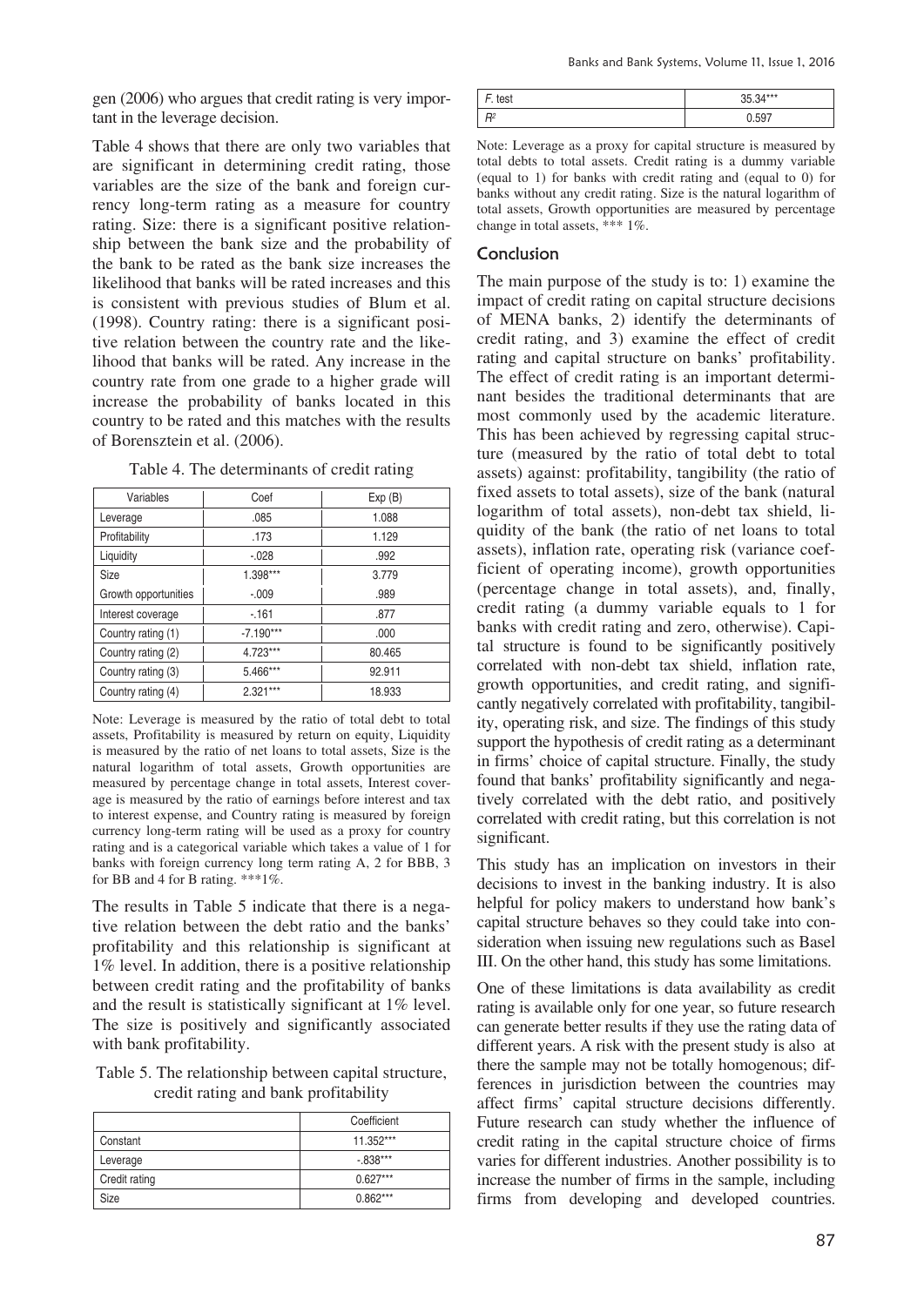gen (2006) who argues that credit rating is very important in the leverage decision.

Table 4 shows that there are only two variables that are significant in determining credit rating, those variables are the size of the bank and foreign currency long-term rating as a measure for country rating. Size: there is a significant positive relationship between the bank size and the probability of the bank to be rated as the bank size increases the likelihood that banks will be rated increases and this is consistent with previous studies of Blum et al. (1998). Country rating: there is a significant positive relation between the country rate and the likelihood that banks will be rated. Any increase in the country rate from one grade to a higher grade will increase the probability of banks located in this country to be rated and this matches with the results of Borensztein et al. (2006).

Table 4. The determinants of credit rating

| Variables | Coef | Exp (B) |
|---|---|---|
| Leverage | .085 | 1.088 |
| Profitability | .173 | 1.129 |
| Liquidity | -.028 | .992 |
| Size | 1.398*** | 3.779 |
| Growth opportunities | -.009 | .989 |
| Interest coverage | -.161 | .877 |
| Country rating (1) | -7.190*** | .000 |
| Country rating (2) | 4.723*** | 80.465 |
| Country rating (3) | 5.466*** | 92.911 |
| Country rating (4) | 2.321*** | 18.933 |

Note: Leverage is measured by the ratio of total debt to total assets, Profitability is measured by return on equity, Liquidity is measured by the ratio of net loans to total assets, Size is the natural logarithm of total assets, Growth opportunities are measured by percentage change in total assets, Interest coverage is measured by the ratio of earnings before interest and tax to interest expense, and Country rating is measured by foreign currency long-term rating will be used as a proxy for country rating and is a categorical variable which takes a value of 1 for banks with foreign currency long term rating A, 2 for BBB, 3 for BB and 4 for B rating. ***1%.

The results in Table 5 indicate that there is a negative relation between the debt ratio and the banks' profitability and this relationship is significant at 1% level. In addition, there is a positive relationship between credit rating and the profitability of banks and the result is statistically significant at 1% level. The size is positively and significantly associated with bank profitability.

Table 5. The relationship between capital structure, credit rating and bank profitability

| | Coefficient |
|---|---|
| Constant | 11.352*** |
| Leverage | -.838*** |
| Credit rating | 0.627*** |
| Size | 0.862*** |
| *F*. test | 35.34*** |
| $R^2$ | 0.597 |

Note: Leverage as a proxy for capital structure is measured by total debts to total assets. Credit rating is a dummy variable (equal to 1) for banks with credit rating and (equal to 0) for banks without any credit rating. Size is the natural logarithm of total assets, Growth opportunities are measured by percentage change in total assets, *** 1%.

## Conclusion

The main purpose of the study is to: 1) examine the impact of credit rating on capital structure decisions of MENA banks, 2) identify the determinants of credit rating, and 3) examine the effect of credit rating and capital structure on banks' profitability. The effect of credit rating is an important determinant besides the traditional determinants that are most commonly used by the academic literature. This has been achieved by regressing capital structure (measured by the ratio of total debt to total assets) against: profitability, tangibility (the ratio of fixed assets to total assets), size of the bank (natural logarithm of total assets), non-debt tax shield, liquidity of the bank (the ratio of net loans to total assets), inflation rate, operating risk (variance coefficient of operating income), growth opportunities (percentage change in total assets), and, finally, credit rating (a dummy variable equals to 1 for banks with credit rating and zero, otherwise). Capital structure is found to be significantly positively correlated with non-debt tax shield, inflation rate, growth opportunities, and credit rating, and significantly negatively correlated with profitability, tangibility, operating risk, and size. The findings of this study support the hypothesis of credit rating as a determinant in firms' choice of capital structure. Finally, the study found that banks' profitability significantly and negatively correlated with the debt ratio, and positively correlated with credit rating, but this correlation is not significant.

This study has an implication on investors in their decisions to invest in the banking industry. It is also helpful for policy makers to understand how bank's capital structure behaves so they could take into consideration when issuing new regulations such as Basel III. On the other hand, this study has some limitations.

One of these limitations is data availability as credit rating is available only for one year, so future research can generate better results if they use the rating data of different years. A risk with the present study is also at there the sample may not be totally homogenous; differences in jurisdiction between the countries may affect firms' capital structure decisions differently. Future research can study whether the influence of credit rating in the capital structure choice of firms varies for different industries. Another possibility is to increase the number of firms in the sample, including firms from developing and developed countries.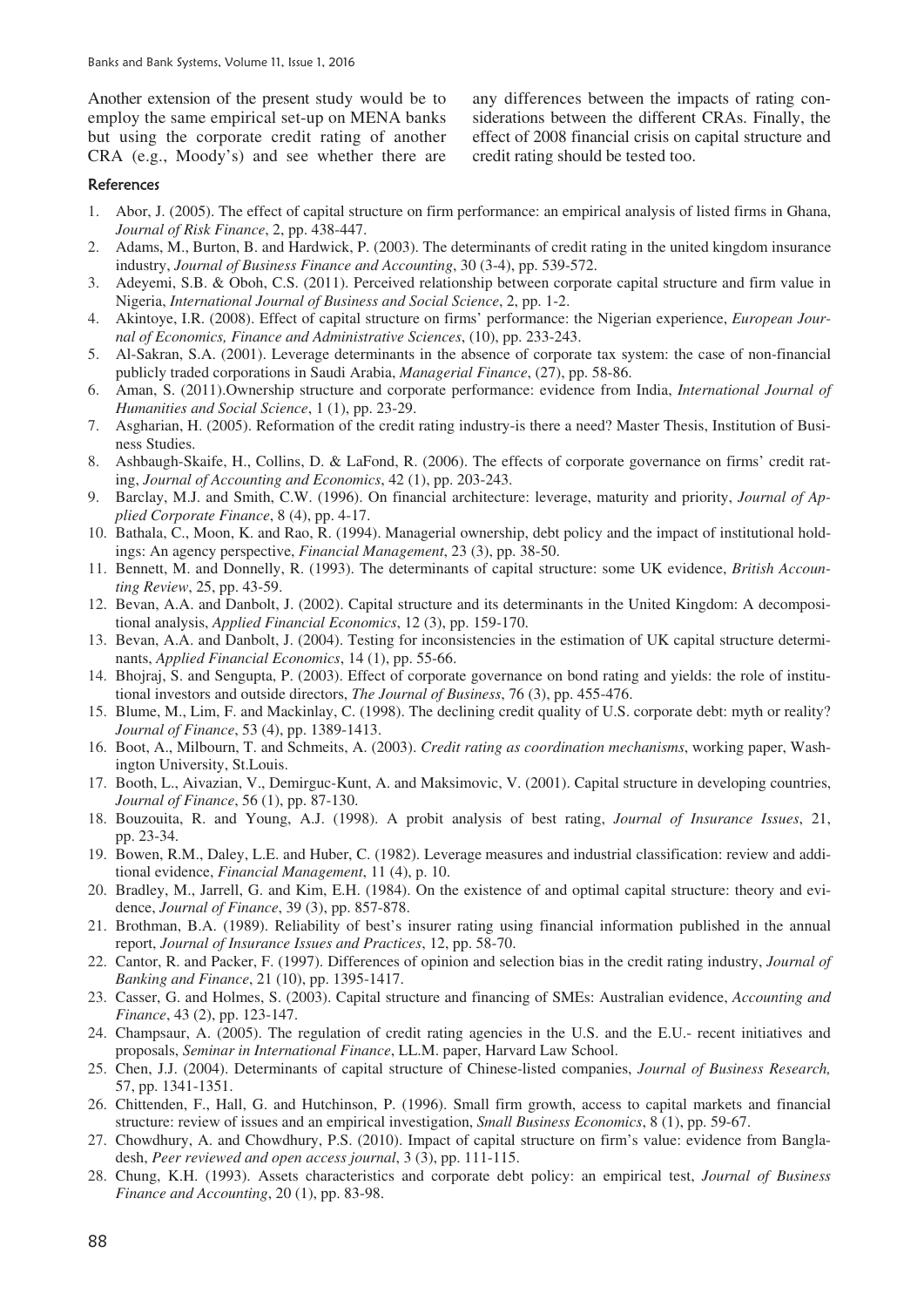Another extension of the present study would be to employ the same empirical set-up on MENA banks but using the corporate credit rating of another CRA (e.g., Moody's) and see whether there are any differences between the impacts of rating considerations between the different CRAs. Finally, the effect of 2008 financial crisis on capital structure and credit rating should be tested too.

## References

1. Abor, J. (2005). The effect of capital structure on firm performance: an empirical analysis of listed firms in Ghana, *Journal of Risk Finance*, 2, pp. 438-447.
2. Adams, M., Burton, B. and Hardwick, P. (2003). The determinants of credit rating in the united kingdom insurance industry, *Journal of Business Finance and Accounting*, 30 (3-4), pp. 539-572.
3. Adeyemi, S.B. & Oboh, C.S. (2011). Perceived relationship between corporate capital structure and firm value in Nigeria, *International Journal of Business and Social Science*, 2, pp. 1-2.
4. Akintoye, I.R. (2008). Effect of capital structure on firms' performance: the Nigerian experience, *European Journal of Economics, Finance and Administrative Sciences*, (10), pp. 233-243.
5. Al-Sakran, S.A. (2001). Leverage determinants in the absence of corporate tax system: the case of non-financial publicly traded corporations in Saudi Arabia, *Managerial Finance*, (27), pp. 58-86.
6. Aman, S. (2011).Ownership structure and corporate performance: evidence from India, *International Journal of Humanities and Social Science*, 1 (1), pp. 23-29.
7. Asgharian, H. (2005). Reformation of the credit rating industry-is there a need? Master Thesis, Institution of Business Studies.
8. Ashbaugh-Skaife, H., Collins, D. & LaFond, R. (2006). The effects of corporate governance on firms' credit rating, *Journal of Accounting and Economics*, 42 (1), pp. 203-243.
9. Barclay, M.J. and Smith, C.W. (1996). On financial architecture: leverage, maturity and priority, *Journal of Applied Corporate Finance*, 8 (4), pp. 4-17.
10. Bathala, C., Moon, K. and Rao, R. (1994). Managerial ownership, debt policy and the impact of institutional holdings: An agency perspective, *Financial Management*, 23 (3), pp. 38-50.
11. Bennett, M. and Donnelly, R. (1993). The determinants of capital structure: some UK evidence, *British Accounting Review*, 25, pp. 43-59.
12. Bevan, A.A. and Danbolt, J. (2002). Capital structure and its determinants in the United Kingdom: A decompositional analysis, *Applied Financial Economics*, 12 (3), pp. 159-170.
13. Bevan, A.A. and Danbolt, J. (2004). Testing for inconsistencies in the estimation of UK capital structure determinants, *Applied Financial Economics*, 14 (1), pp. 55-66.
14. Bhojraj, S. and Sengupta, P. (2003). Effect of corporate governance on bond rating and yields: the role of institutional investors and outside directors, *The Journal of Business*, 76 (3), pp. 455-476.
15. Blume, M., Lim, F. and Mackinlay, C. (1998). The declining credit quality of U.S. corporate debt: myth or reality? *Journal of Finance*, 53 (4), pp. 1389-1413.
16. Boot, A., Milbourn, T. and Schmeits, A. (2003). *Credit rating as coordination mechanisms*, working paper, Washington University, St.Louis.
17. Booth, L., Aivazian, V., Demirguc-Kunt, A. and Maksimovic, V. (2001). Capital structure in developing countries, *Journal of Finance*, 56 (1), pp. 87-130.
18. Bouzouita, R. and Young, A.J. (1998). A probit analysis of best rating, *Journal of Insurance Issues*, 21, pp. 23-34.
19. Bowen, R.M., Daley, L.E. and Huber, C. (1982). Leverage measures and industrial classification: review and additional evidence, *Financial Management*, 11 (4), p. 10.
20. Bradley, M., Jarrell, G. and Kim, E.H. (1984). On the existence of and optimal capital structure: theory and evidence, *Journal of Finance*, 39 (3), pp. 857-878.
21. Brothman, B.A. (1989). Reliability of best's insurer rating using financial information published in the annual report, *Journal of Insurance Issues and Practices*, 12, pp. 58-70.
22. Cantor, R. and Packer, F. (1997). Differences of opinion and selection bias in the credit rating industry, *Journal of Banking and Finance*, 21 (10), pp. 1395-1417.
23. Casser, G. and Holmes, S. (2003). Capital structure and financing of SMEs: Australian evidence, *Accounting and Finance*, 43 (2), pp. 123-147.
24. Champsaur, A. (2005). The regulation of credit rating agencies in the U.S. and the E.U.- recent initiatives and proposals, *Seminar in International Finance*, LL.M. paper, Harvard Law School.
25. Chen, J.J. (2004). Determinants of capital structure of Chinese-listed companies, *Journal of Business Research,* 57, pp. 1341-1351.
26. Chittenden, F., Hall, G. and Hutchinson, P. (1996). Small firm growth, access to capital markets and financial structure: review of issues and an empirical investigation, *Small Business Economics*, 8 (1), pp. 59-67.
27. Chowdhury, A. and Chowdhury, P.S. (2010). Impact of capital structure on firm's value: evidence from Bangladesh, *Peer reviewed and open access journal*, 3 (3), pp. 111-115.
28. Chung, K.H. (1993). Assets characteristics and corporate debt policy: an empirical test, *Journal of Business Finance and Accounting*, 20 (1), pp. 83-98.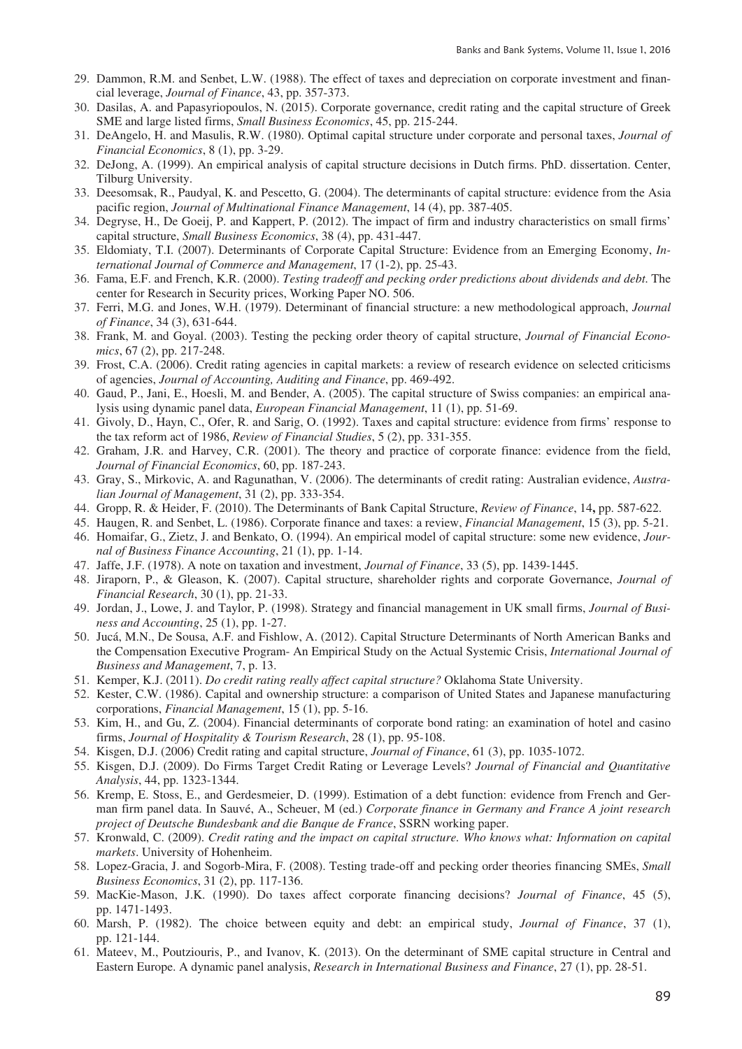29. Dammon, R.M. and Senbet, L.W. (1988). The effect of taxes and depreciation on corporate investment and financial leverage, *Journal of Finance*, 43, pp. 357-373.
30. Dasilas, A. and Papasyriopoulos, N. (2015). Corporate governance, credit rating and the capital structure of Greek SME and large listed firms, *Small Business Economics*, 45, pp. 215-244.
31. DeAngelo, H. and Masulis, R.W. (1980). Optimal capital structure under corporate and personal taxes, *Journal of Financial Economics*, 8 (1), pp. 3-29.
32. DeJong, A. (1999). An empirical analysis of capital structure decisions in Dutch firms. PhD. dissertation. Center, Tilburg University.
33. Deesomsak, R., Paudyal, K. and Pescetto, G. (2004). The determinants of capital structure: evidence from the Asia pacific region, *Journal of Multinational Finance Management*, 14 (4), pp. 387-405.
34. Degryse, H., De Goeij, P. and Kappert, P. (2012). The impact of firm and industry characteristics on small firms' capital structure, *Small Business Economics*, 38 (4), pp. 431-447.
35. Eldomiaty, T.I. (2007). Determinants of Corporate Capital Structure: Evidence from an Emerging Economy, *International Journal of Commerce and Management*, 17 (1-2), pp. 25-43.
36. Fama, E.F. and French, K.R. (2000). *Testing tradeoff and pecking order predictions about dividends and debt*. The center for Research in Security prices, Working Paper NO. 506.
37. Ferri, M.G. and Jones, W.H. (1979). Determinant of financial structure: a new methodological approach, *Journal of Finance*, 34 (3), 631-644.
38. Frank, M. and Goyal. (2003). Testing the pecking order theory of capital structure, *Journal of Financial Economics*, 67 (2), pp. 217-248.
39. Frost, C.A. (2006). Credit rating agencies in capital markets: a review of research evidence on selected criticisms of agencies, *Journal of Accounting, Auditing and Finance*, pp. 469-492.
40. Gaud, P., Jani, E., Hoesli, M. and Bender, A. (2005). The capital structure of Swiss companies: an empirical analysis using dynamic panel data, *European Financial Management*, 11 (1), pp. 51-69.
41. Givoly, D., Hayn, C., Ofer, R. and Sarig, O. (1992). Taxes and capital structure: evidence from firms' response to the tax reform act of 1986, *Review of Financial Studies*, 5 (2), pp. 331-355.
42. Graham, J.R. and Harvey, C.R. (2001). The theory and practice of corporate finance: evidence from the field, *Journal of Financial Economics*, 60, pp. 187-243.
43. Gray, S., Mirkovic, A. and Ragunathan, V. (2006). The determinants of credit rating: Australian evidence, *Australian Journal of Management*, 31 (2), pp. 333-354.
44. Gropp, R. & Heider, F. (2010). The Determinants of Bank Capital Structure, *Review of Finance*, 14**,** pp. 587-622.
45. Haugen, R. and Senbet, L. (1986). Corporate finance and taxes: a review, *Financial Management*, 15 (3), pp. 5-21.
46. Homaifar, G., Zietz, J. and Benkato, O. (1994). An empirical model of capital structure: some new evidence, *Journal of Business Finance Accounting*, 21 (1), pp. 1-14.
47. Jaffe, J.F. (1978). A note on taxation and investment, *Journal of Finance*, 33 (5), pp. 1439-1445.
48. Jiraporn, P., & Gleason, K. (2007). Capital structure, shareholder rights and corporate Governance, *Journal of Financial Research*, 30 (1), pp. 21-33.
49. Jordan, J., Lowe, J. and Taylor, P. (1998). Strategy and financial management in UK small firms, *Journal of Business and Accounting*, 25 (1), pp. 1-27.
50. Jucá, M.N., De Sousa, A.F. and Fishlow, A. (2012). Capital Structure Determinants of North American Banks and the Compensation Executive Program- An Empirical Study on the Actual Systemic Crisis, *International Journal of Business and Management*, 7, p. 13.
51. Kemper, K.J. (2011). *Do credit rating really affect capital structure?* Oklahoma State University.
52. Kester, C.W. (1986). Capital and ownership structure: a comparison of United States and Japanese manufacturing corporations, *Financial Management*, 15 (1), pp. 5-16.
53. Kim, H., and Gu, Z. (2004). Financial determinants of corporate bond rating: an examination of hotel and casino firms, *Journal of Hospitality & Tourism Research*, 28 (1), pp. 95-108.
54. Kisgen, D.J. (2006) Credit rating and capital structure, *Journal of Finance*, 61 (3), pp. 1035-1072.
55. Kisgen, D.J. (2009). Do Firms Target Credit Rating or Leverage Levels? *Journal of Financial and Quantitative Analysis*, 44, pp. 1323-1344.
56. Kremp, E. Stoss, E., and Gerdesmeier, D. (1999). Estimation of a debt function: evidence from French and German firm panel data. In Sauvé, A., Scheuer, M (ed.) *Corporate finance in Germany and France A joint research project of Deutsche Bundesbank and die Banque de France*, SSRN working paper.
57. Kronwald, C. (2009). *Credit rating and the impact on capital structure. Who knows what: Information on capital markets*. University of Hohenheim.
58. Lopez-Gracia, J. and Sogorb-Mira, F. (2008). Testing trade-off and pecking order theories financing SMEs, *Small Business Economics*, 31 (2), pp. 117-136.
59. MacKie-Mason, J.K. (1990). Do taxes affect corporate financing decisions? *Journal of Finance*, 45 (5), pp. 1471-1493.
60. Marsh, P. (1982). The choice between equity and debt: an empirical study, *Journal of Finance*, 37 (1), pp. 121-144.
61. Mateev, M., Poutziouris, P., and Ivanov, K. (2013). On the determinant of SME capital structure in Central and Eastern Europe. A dynamic panel analysis, *Research in International Business and Finance*, 27 (1), pp. 28-51.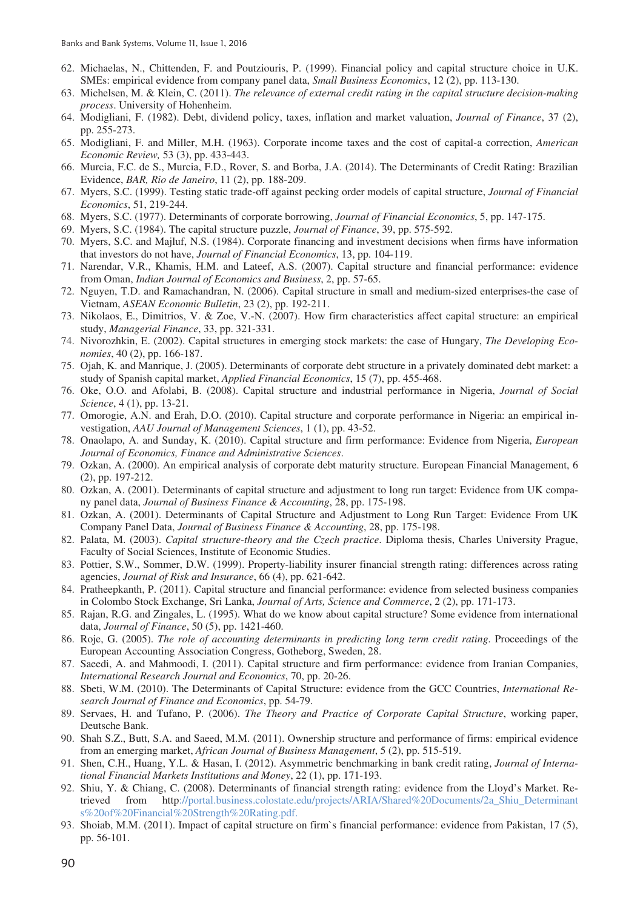62. Michaelas, N., Chittenden, F. and Poutziouris, P. (1999). Financial policy and capital structure choice in U.K. SMEs: empirical evidence from company panel data, *Small Business Economics*, 12 (2), pp. 113-130.
63. Michelsen, M. & Klein, C. (2011). *The relevance of external credit rating in the capital structure decision-making process*. University of Hohenheim.
64. Modigliani, F. (1982). Debt, dividend policy, taxes, inflation and market valuation, *Journal of Finance*, 37 (2), pp. 255-273.
65. Modigliani, F. and Miller, M.H. (1963). Corporate income taxes and the cost of capital-a correction, *American Economic Review,* 53 (3), pp. 433-443.
66. Murcia, F.C. de S., Murcia, F.D., Rover, S. and Borba, J.A. (2014). The Determinants of Credit Rating: Brazilian Evidence, *BAR, Rio de Janeiro*, 11 (2), pp. 188-209.
67. Myers, S.C. (1999). Testing static trade-off against pecking order models of capital structure, *Journal of Financial Economics*, 51, 219-244.
68. Myers, S.C. (1977). Determinants of corporate borrowing, *Journal of Financial Economics*, 5, pp. 147-175.
69. Myers, S.C. (1984). The capital structure puzzle, *Journal of Finance*, 39, pp. 575-592.
70. Myers, S.C. and Majluf, N.S. (1984). Corporate financing and investment decisions when firms have information that investors do not have, *Journal of Financial Economics*, 13, pp. 104-119.
71. Narendar, V.R., Khamis, H.M. and Lateef, A.S. (2007). Capital structure and financial performance: evidence from Oman, *Indian Journal of Economics and Business*, 2, pp. 57-65.
72. Nguyen, T.D. and Ramachandran, N. (2006). Capital structure in small and medium-sized enterprises-the case of Vietnam, *ASEAN Economic Bulletin*, 23 (2), pp. 192-211.
73. Nikolaos, E., Dimitrios, V. & Zoe, V.-N. (2007). How firm characteristics affect capital structure: an empirical study, *Managerial Finance*, 33, pp. 321-331.
74. Nivorozhkin, E. (2002). Capital structures in emerging stock markets: the case of Hungary, *The Developing Economies*, 40 (2), pp. 166-187.
75. Ojah, K. and Manrique, J. (2005). Determinants of corporate debt structure in a privately dominated debt market: a study of Spanish capital market, *Applied Financial Economics*, 15 (7), pp. 455-468.
76. Oke, O.O. and Afolabi, B. (2008). Capital structure and industrial performance in Nigeria, *Journal of Social Science*, 4 (1), pp. 13-21.
77. Omorogie, A.N. and Erah, D.O. (2010). Capital structure and corporate performance in Nigeria: an empirical investigation, *AAU Journal of Management Sciences*, 1 (1), pp. 43-52.
78. Onaolapo, A. and Sunday, K. (2010). Capital structure and firm performance: Evidence from Nigeria, *European Journal of Economics, Finance and Administrative Sciences*.
79. Ozkan, A. (2000). An empirical analysis of corporate debt maturity structure. European Financial Management, 6 (2), pp. 197-212.
80. Ozkan, A. (2001). Determinants of capital structure and adjustment to long run target: Evidence from UK company panel data, *Journal of Business Finance & Accounting*, 28, pp. 175-198.
81. Ozkan, A. (2001). Determinants of Capital Structure and Adjustment to Long Run Target: Evidence From UK Company Panel Data, *Journal of Business Finance & Accounting*, 28, pp. 175-198.
82. Palata, M. (2003). *Capital structure-theory and the Czech practice*. Diploma thesis, Charles University Prague, Faculty of Social Sciences, Institute of Economic Studies.
83. Pottier, S.W., Sommer, D.W. (1999). Property-liability insurer financial strength rating: differences across rating agencies, *Journal of Risk and Insurance*, 66 (4), pp. 621-642.
84. Pratheepkanth, P. (2011). Capital structure and financial performance: evidence from selected business companies in Colombo Stock Exchange, Sri Lanka, *Journal of Arts, Science and Commerce*, 2 (2), pp. 171-173.
85. Rajan, R.G. and Zingales, L. (1995). What do we know about capital structure? Some evidence from international data, *Journal of Finance*, 50 (5), pp. 1421-460.
86. Roje, G. (2005). *The role of accounting determinants in predicting long term credit rating*. Proceedings of the European Accounting Association Congress, Gotheborg, Sweden, 28.
87. Saeedi, A. and Mahmoodi, I. (2011). Capital structure and firm performance: evidence from Iranian Companies, *International Research Journal and Economics*, 70, pp. 20-26.
88. Sbeti, W.M. (2010). The Determinants of Capital Structure: evidence from the GCC Countries, *International Research Journal of Finance and Economics*, pp. 54-79.
89. Servaes, H. and Tufano, P. (2006). *The Theory and Practice of Corporate Capital Structure*, working paper, Deutsche Bank.
90. Shah S.Z., Butt, S.A. and Saeed, M.M. (2011). Ownership structure and performance of firms: empirical evidence from an emerging market, *African Journal of Business Management*, 5 (2), pp. 515-519.
91. Shen, C.H., Huang, Y.L. & Hasan, I. (2012). Asymmetric benchmarking in bank credit rating, *Journal of International Financial Markets Institutions and Money*, 22 (1), pp. 171-193.
92. Shiu, Y. & Chiang, C. (2008). Determinants of financial strength rating: evidence from the Lloyd's Market. Retrieved from http://portal.business.colostate.edu/projects/ARIA/Shared%20Documents/2a_Shiu_Determinants%20of%20Financial%20Strength%20Rating.pdf.
93. Shoiab, M.M. (2011). Impact of capital structure on firm`s financial performance: evidence from Pakistan, 17 (5), pp. 56-101.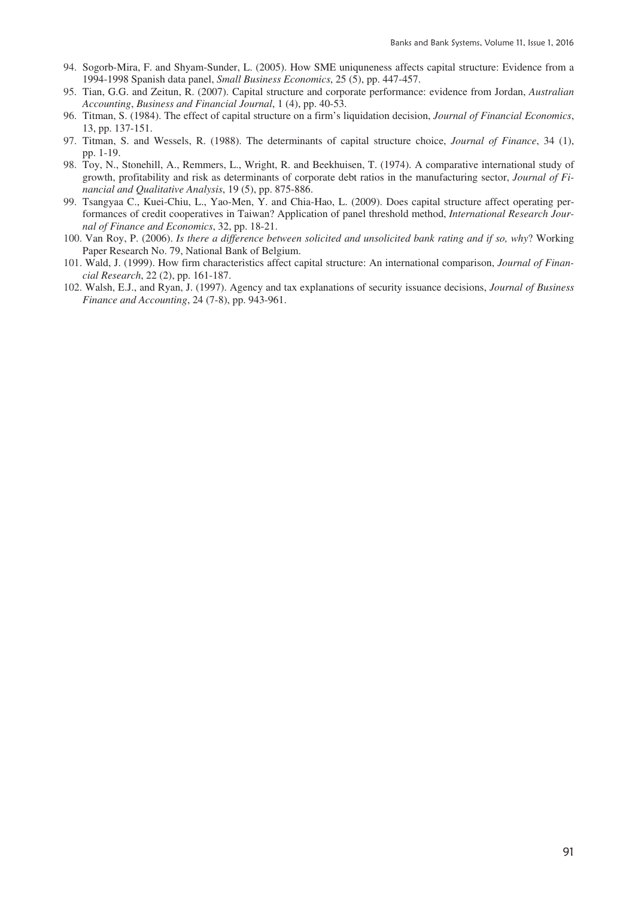94. Sogorb-Mira, F. and Shyam-Sunder, L. (2005). How SME uniquneness affects capital structure: Evidence from a 1994-1998 Spanish data panel, *Small Business Economics*, 25 (5), pp. 447-457.
95. Tian, G.G. and Zeitun, R. (2007). Capital structure and corporate performance: evidence from Jordan, *Australian Accounting*, *Business and Financial Journal*, 1 (4), pp. 40-53.
96. Titman, S. (1984). The effect of capital structure on a firm's liquidation decision, *Journal of Financial Economics*, 13, pp. 137-151.
97. Titman, S. and Wessels, R. (1988). The determinants of capital structure choice, *Journal of Finance*, 34 (1), pp. 1-19.
98. Toy, N., Stonehill, A., Remmers, L., Wright, R. and Beekhuisen, T. (1974). A comparative international study of growth, profitability and risk as determinants of corporate debt ratios in the manufacturing sector, *Journal of Financial and Qualitative Analysis*, 19 (5), pp. 875-886.
99. Tsangyaa C., Kuei-Chiu, L., Yao-Men, Y. and Chia-Hao, L. (2009). Does capital structure affect operating performances of credit cooperatives in Taiwan? Application of panel threshold method, *International Research Journal of Finance and Economics*, 32, pp. 18-21.
100. Van Roy, P. (2006). *Is there a difference between solicited and unsolicited bank rating and if so, why*? Working Paper Research No. 79, National Bank of Belgium.
101. Wald, J. (1999). How firm characteristics affect capital structure: An international comparison, *Journal of Financial Research*, 22 (2), pp. 161-187.
102. Walsh, E.J., and Ryan, J. (1997). Agency and tax explanations of security issuance decisions, *Journal of Business Finance and Accounting*, 24 (7-8), pp. 943-961.